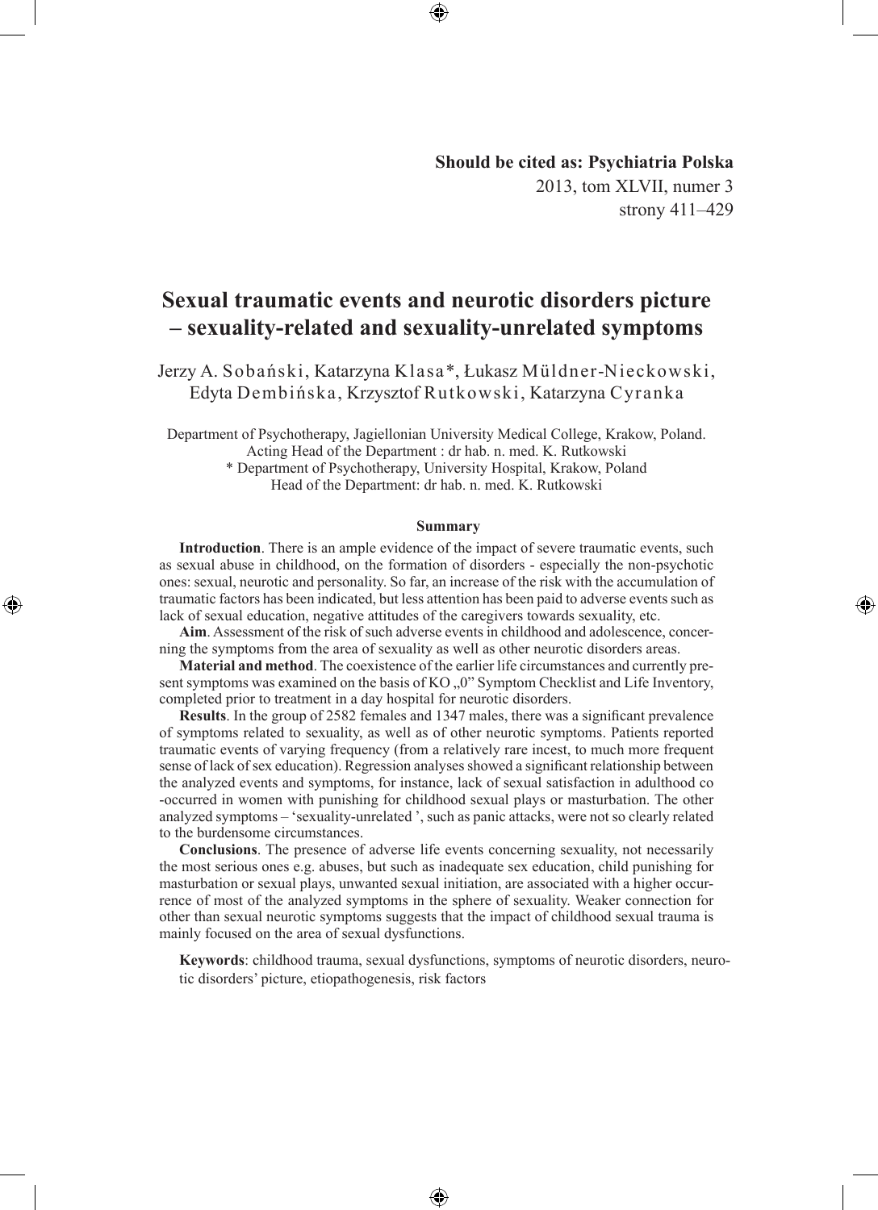**Should be cited as: Psychiatria Polska**
2013, tom XLVII, numer 3
strony 411–429

# Sexual traumatic events and neurotic disorders picture – sexuality-related and sexuality-unrelated symptoms

Jerzy A. Sobański, Katarzyna Klasa*, Łukasz Müldner-Nieckowski, Edyta Dembińska, Krzysztof Rutkowski, Katarzyna Cyranka

Department of Psychotherapy, Jagiellonian University Medical College, Krakow, Poland.
Acting Head of the Department : dr hab. n. med. K. Rutkowski
* Department of Psychotherapy, University Hospital, Krakow, Poland
Head of the Department: dr hab. n. med. K. Rutkowski

## Summary

**Introduction**. There is an ample evidence of the impact of severe traumatic events, such as sexual abuse in childhood, on the formation of disorders - especially the non-psychotic ones: sexual, neurotic and personality. So far, an increase of the risk with the accumulation of traumatic factors has been indicated, but less attention has been paid to adverse events such as lack of sexual education, negative attitudes of the caregivers towards sexuality, etc.

**Aim**. Assessment of the risk of such adverse events in childhood and adolescence, concerning the symptoms from the area of sexuality as well as other neurotic disorders areas.

**Material and method**. The coexistence of the earlier life circumstances and currently present symptoms was examined on the basis of KO „0" Symptom Checklist and Life Inventory, completed prior to treatment in a day hospital for neurotic disorders.

**Results**. In the group of 2582 females and 1347 males, there was a significant prevalence of symptoms related to sexuality, as well as of other neurotic symptoms. Patients reported traumatic events of varying frequency (from a relatively rare incest, to much more frequent sense of lack of sex education). Regression analyses showed a significant relationship between the analyzed events and symptoms, for instance, lack of sexual satisfaction in adulthood co-occurred in women with punishing for childhood sexual plays or masturbation. The other analyzed symptoms – 'sexuality-unrelated ', such as panic attacks, were not so clearly related to the burdensome circumstances.

**Conclusions**. The presence of adverse life events concerning sexuality, not necessarily the most serious ones e.g. abuses, but such as inadequate sex education, child punishing for masturbation or sexual plays, unwanted sexual initiation, are associated with a higher occurrence of most of the analyzed symptoms in the sphere of sexuality. Weaker connection for other than sexual neurotic symptoms suggests that the impact of childhood sexual trauma is mainly focused on the area of sexual dysfunctions.

**Keywords**: childhood trauma, sexual dysfunctions, symptoms of neurotic disorders, neurotic disorders' picture, etiopathogenesis, risk factors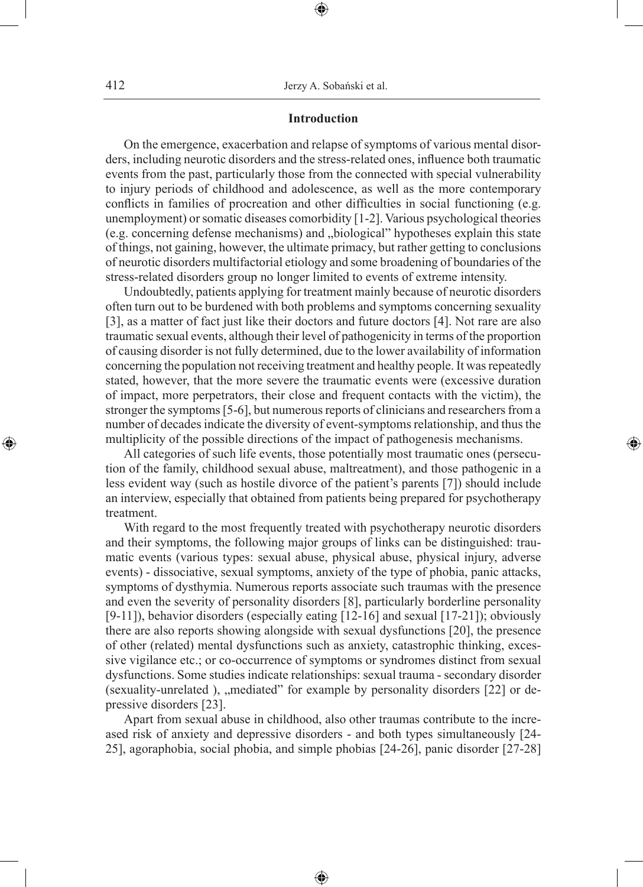## Introduction

On the emergence, exacerbation and relapse of symptoms of various mental disorders, including neurotic disorders and the stress-related ones, influence both traumatic events from the past, particularly those from the connected with special vulnerability to injury periods of childhood and adolescence, as well as the more contemporary conflicts in families of procreation and other difficulties in social functioning (e.g. unemployment) or somatic diseases comorbidity [1-2]. Various psychological theories (e.g. concerning defense mechanisms) and „biological" hypotheses explain this state of things, not gaining, however, the ultimate primacy, but rather getting to conclusions of neurotic disorders multifactorial etiology and some broadening of boundaries of the stress-related disorders group no longer limited to events of extreme intensity.

Undoubtedly, patients applying for treatment mainly because of neurotic disorders often turn out to be burdened with both problems and symptoms concerning sexuality [3], as a matter of fact just like their doctors and future doctors [4]. Not rare are also traumatic sexual events, although their level of pathogenicity in terms of the proportion of causing disorder is not fully determined, due to the lower availability of information concerning the population not receiving treatment and healthy people. It was repeatedly stated, however, that the more severe the traumatic events were (excessive duration of impact, more perpetrators, their close and frequent contacts with the victim), the stronger the symptoms [5-6], but numerous reports of clinicians and researchers from a number of decades indicate the diversity of event-symptoms relationship, and thus the multiplicity of the possible directions of the impact of pathogenesis mechanisms.

All categories of such life events, those potentially most traumatic ones (persecution of the family, childhood sexual abuse, maltreatment), and those pathogenic in a less evident way (such as hostile divorce of the patient's parents [7]) should include an interview, especially that obtained from patients being prepared for psychotherapy treatment.

With regard to the most frequently treated with psychotherapy neurotic disorders and their symptoms, the following major groups of links can be distinguished: traumatic events (various types: sexual abuse, physical abuse, physical injury, adverse events) - dissociative, sexual symptoms, anxiety of the type of phobia, panic attacks, symptoms of dysthymia. Numerous reports associate such traumas with the presence and even the severity of personality disorders [8], particularly borderline personality [9-11]), behavior disorders (especially eating [12-16] and sexual [17-21]); obviously there are also reports showing alongside with sexual dysfunctions [20], the presence of other (related) mental dysfunctions such as anxiety, catastrophic thinking, excessive vigilance etc.; or co-occurrence of symptoms or syndromes distinct from sexual dysfunctions. Some studies indicate relationships: sexual trauma - secondary disorder (sexuality-unrelated ), „mediated" for example by personality disorders [22] or depressive disorders [23].

Apart from sexual abuse in childhood, also other traumas contribute to the increased risk of anxiety and depressive disorders - and both types simultaneously [24-25], agoraphobia, social phobia, and simple phobias [24-26], panic disorder [27-28]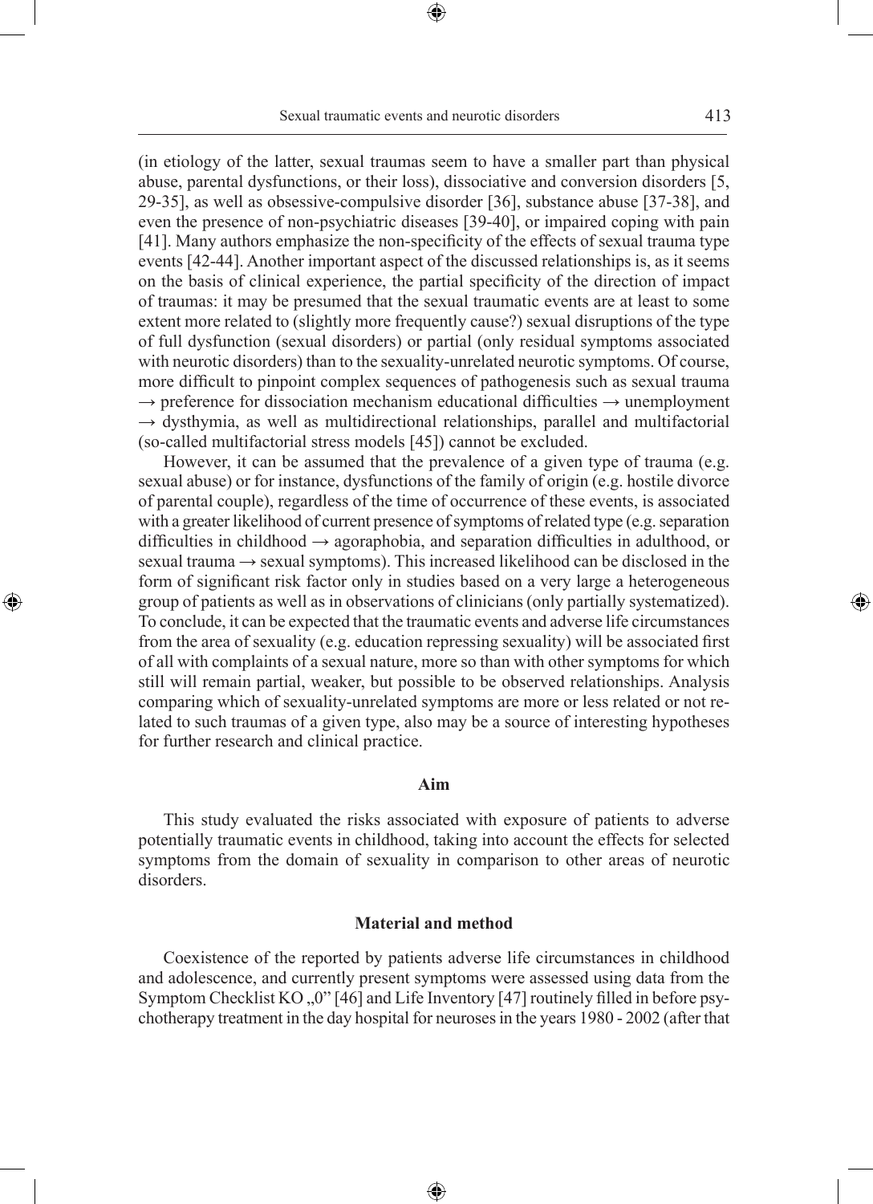(in etiology of the latter, sexual traumas seem to have a smaller part than physical abuse, parental dysfunctions, or their loss), dissociative and conversion disorders [5, 29-35], as well as obsessive-compulsive disorder [36], substance abuse [37-38], and even the presence of non-psychiatric diseases [39-40], or impaired coping with pain [41]. Many authors emphasize the non-specificity of the effects of sexual trauma type events [42-44]. Another important aspect of the discussed relationships is, as it seems on the basis of clinical experience, the partial specificity of the direction of impact of traumas: it may be presumed that the sexual traumatic events are at least to some extent more related to (slightly more frequently cause?) sexual disruptions of the type of full dysfunction (sexual disorders) or partial (only residual symptoms associated with neurotic disorders) than to the sexuality-unrelated neurotic symptoms. Of course, more difficult to pinpoint complex sequences of pathogenesis such as sexual trauma → preference for dissociation mechanism educational difficulties → unemployment → dysthymia, as well as multidirectional relationships, parallel and multifactorial (so-called multifactorial stress models [45]) cannot be excluded.

However, it can be assumed that the prevalence of a given type of trauma (e.g. sexual abuse) or for instance, dysfunctions of the family of origin (e.g. hostile divorce of parental couple), regardless of the time of occurrence of these events, is associated with a greater likelihood of current presence of symptoms of related type (e.g. separation difficulties in childhood → agoraphobia, and separation difficulties in adulthood, or sexual trauma → sexual symptoms). This increased likelihood can be disclosed in the form of significant risk factor only in studies based on a very large a heterogeneous group of patients as well as in observations of clinicians (only partially systematized). To conclude, it can be expected that the traumatic events and adverse life circumstances from the area of sexuality (e.g. education repressing sexuality) will be associated first of all with complaints of a sexual nature, more so than with other symptoms for which still will remain partial, weaker, but possible to be observed relationships. Analysis comparing which of sexuality-unrelated symptoms are more or less related or not related to such traumas of a given type, also may be a source of interesting hypotheses for further research and clinical practice.

## Aim

This study evaluated the risks associated with exposure of patients to adverse potentially traumatic events in childhood, taking into account the effects for selected symptoms from the domain of sexuality in comparison to other areas of neurotic disorders.

## Material and method

Coexistence of the reported by patients adverse life circumstances in childhood and adolescence, and currently present symptoms were assessed using data from the Symptom Checklist KO „0" [46] and Life Inventory [47] routinely filled in before psychotherapy treatment in the day hospital for neuroses in the years 1980 - 2002 (after that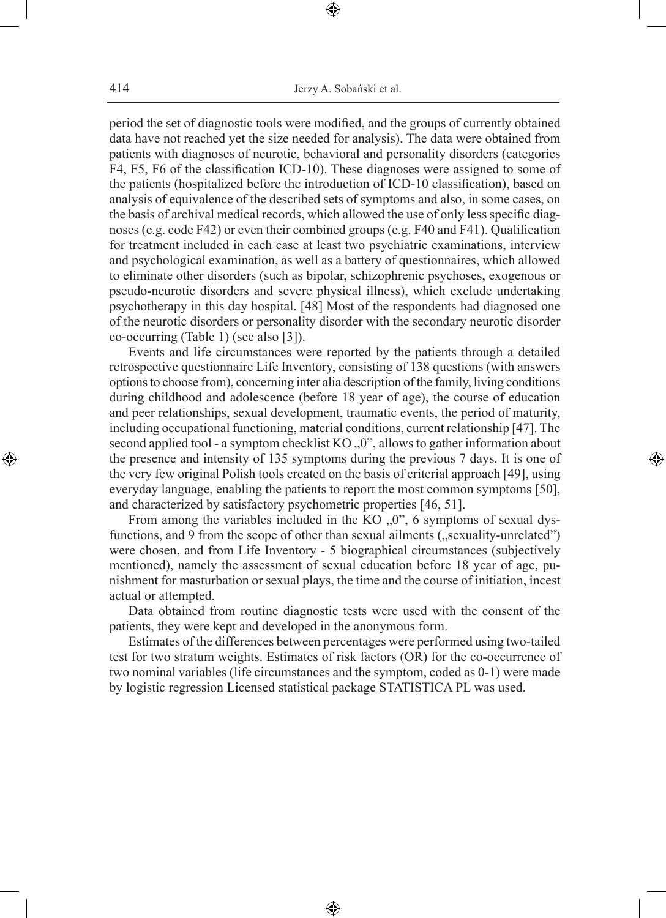period the set of diagnostic tools were modified, and the groups of currently obtained data have not reached yet the size needed for analysis). The data were obtained from patients with diagnoses of neurotic, behavioral and personality disorders (categories F4, F5, F6 of the classification ICD-10). These diagnoses were assigned to some of the patients (hospitalized before the introduction of ICD-10 classification), based on analysis of equivalence of the described sets of symptoms and also, in some cases, on the basis of archival medical records, which allowed the use of only less specific diagnoses (e.g. code F42) or even their combined groups (e.g. F40 and F41). Qualification for treatment included in each case at least two psychiatric examinations, interview and psychological examination, as well as a battery of questionnaires, which allowed to eliminate other disorders (such as bipolar, schizophrenic psychoses, exogenous or pseudo-neurotic disorders and severe physical illness), which exclude undertaking psychotherapy in this day hospital. [48] Most of the respondents had diagnosed one of the neurotic disorders or personality disorder with the secondary neurotic disorder co-occurring (Table 1) (see also [3]).

Events and life circumstances were reported by the patients through a detailed retrospective questionnaire Life Inventory, consisting of 138 questions (with answers options to choose from), concerning inter alia description of the family, living conditions during childhood and adolescence (before 18 year of age), the course of education and peer relationships, sexual development, traumatic events, the period of maturity, including occupational functioning, material conditions, current relationship [47]. The second applied tool - a symptom checklist KO „0", allows to gather information about the presence and intensity of 135 symptoms during the previous 7 days. It is one of the very few original Polish tools created on the basis of criterial approach [49], using everyday language, enabling the patients to report the most common symptoms [50], and characterized by satisfactory psychometric properties [46, 51].

From among the variables included in the KO „0", 6 symptoms of sexual dysfunctions, and 9 from the scope of other than sexual ailments („sexuality-unrelated") were chosen, and from Life Inventory - 5 biographical circumstances (subjectively mentioned), namely the assessment of sexual education before 18 year of age, punishment for masturbation or sexual plays, the time and the course of initiation, incest actual or attempted.

Data obtained from routine diagnostic tests were used with the consent of the patients, they were kept and developed in the anonymous form.

Estimates of the differences between percentages were performed using two-tailed test for two stratum weights. Estimates of risk factors (OR) for the co-occurrence of two nominal variables (life circumstances and the symptom, coded as 0-1) were made by logistic regression Licensed statistical package STATISTICA PL was used.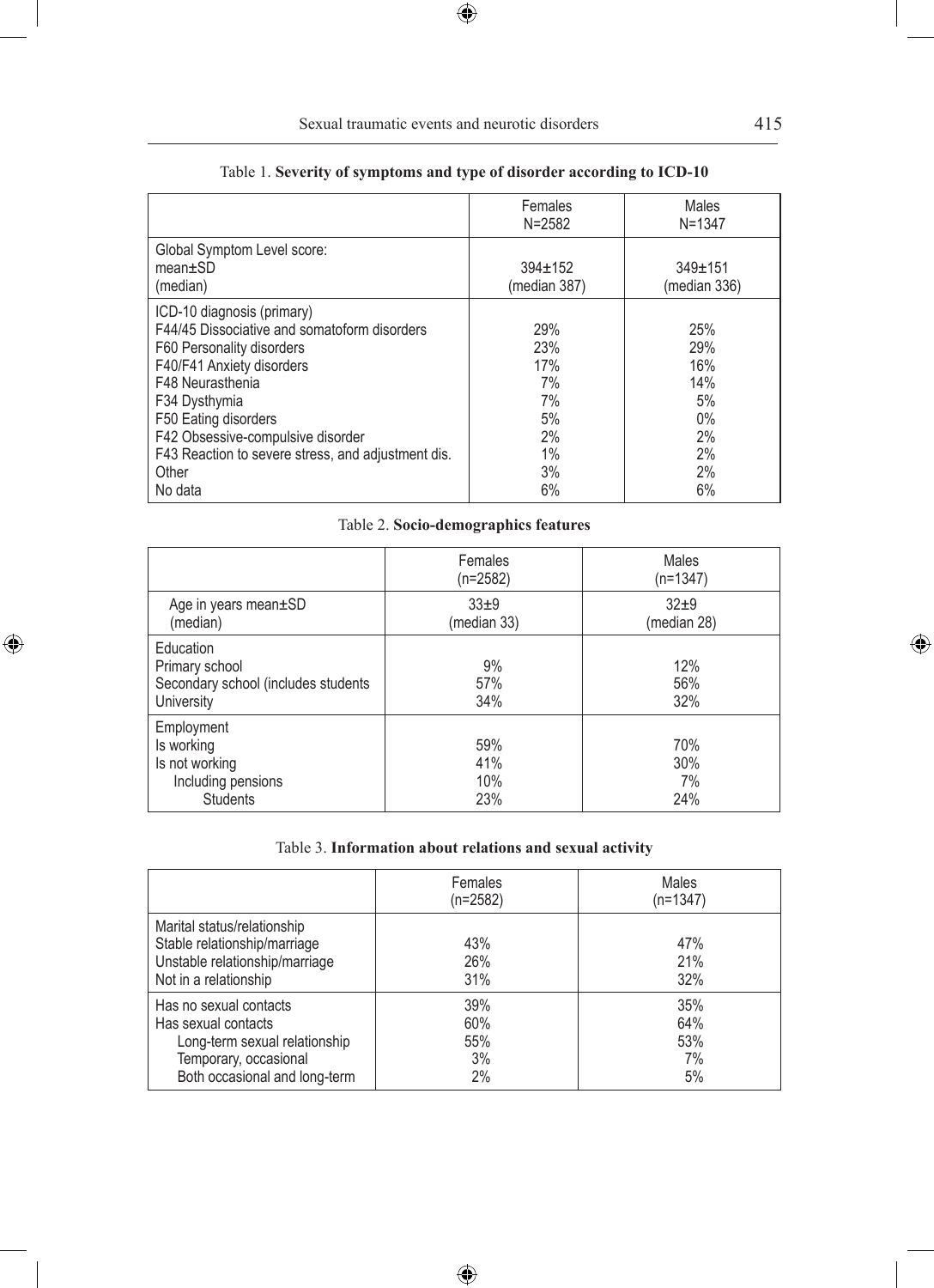Table 1. **Severity of symptoms and type of disorder according to ICD-10**

| | Females N=2582 | Males N=1347 |
|---|---|---|
| Global Symptom Level score: mean±SD (median) | 394±152 (median 387) | 349±151 (median 336) |
| ICD-10 diagnosis (primary) | | |
| F44/45 Dissociative and somatoform disorders | 29% | 25% |
| F60 Personality disorders | 23% | 29% |
| F40/F41 Anxiety disorders | 17% | 16% |
| F48 Neurasthenia | 7% | 14% |
| F34 Dysthymia | 7% | 5% |
| F50 Eating disorders | 5% | 0% |
| F42 Obsessive-compulsive disorder | 2% | 2% |
| F43 Reaction to severe stress, and adjustment dis. | 1% | 2% |
| Other | 3% | 2% |
| No data | 6% | 6% |

Table 2. **Socio-demographics features**

| | Females (n=2582) | Males (n=1347) |
|---|---|---|
| Age in years mean±SD (median) | 33±9 (median 33) | 32±9 (median 28) |
| Education | | |
| Primary school | 9% | 12% |
| Secondary school (includes students | 57% | 56% |
| University | 34% | 32% |
| Employment | | |
| Is working | 59% | 70% |
| Is not working | 41% | 30% |
| Including pensions | 10% | 7% |
| Students | 23% | 24% |

Table 3. **Information about relations and sexual activity**

| | Females (n=2582) | Males (n=1347) |
|---|---|---|
| Marital status/relationship | | |
| Stable relationship/marriage | 43% | 47% |
| Unstable relationship/marriage | 26% | 21% |
| Not in a relationship | 31% | 32% |
| Has no sexual contacts | 39% | 35% |
| Has sexual contacts | 60% | 64% |
| Long-term sexual relationship | 55% | 53% |
| Temporary, occasional | 3% | 7% |
| Both occasional and long-term | 2% | 5% |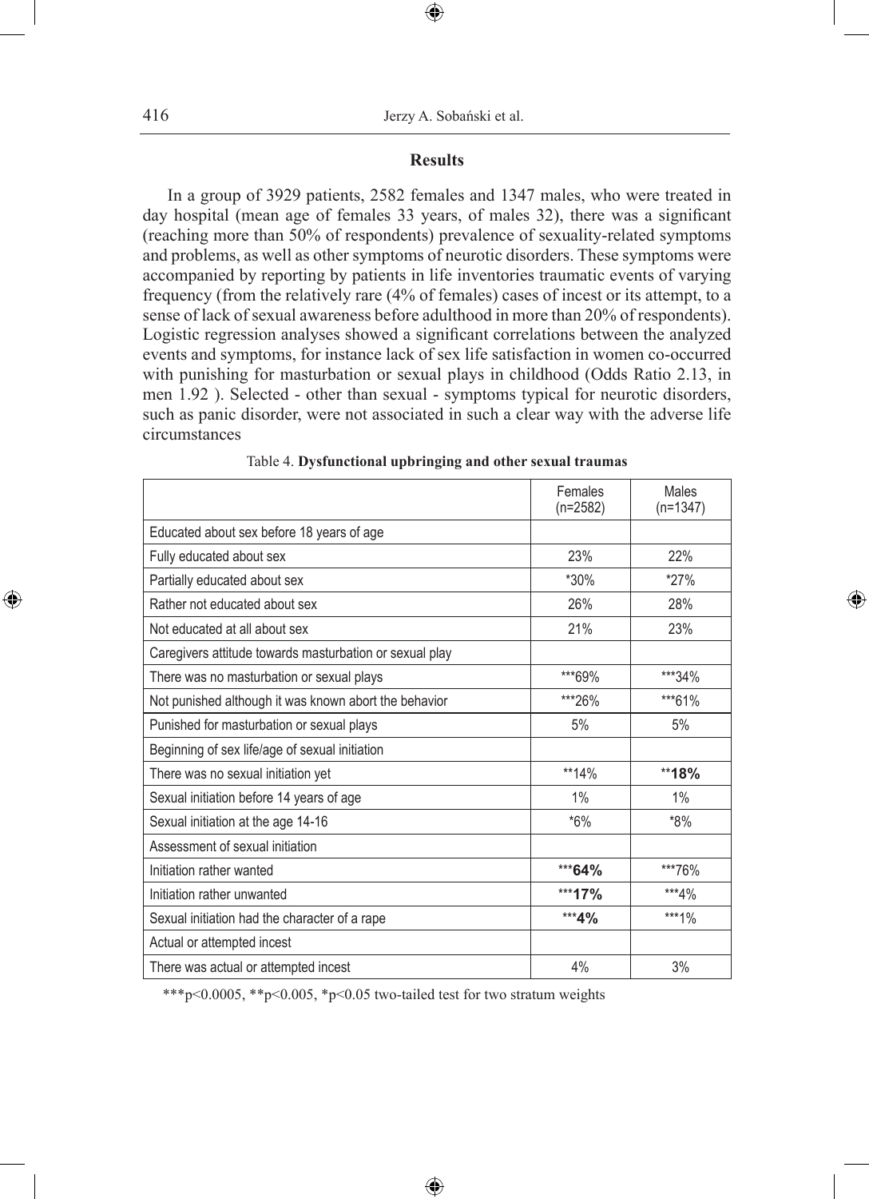## Results

In a group of 3929 patients, 2582 females and 1347 males, who were treated in day hospital (mean age of females 33 years, of males 32), there was a significant (reaching more than 50% of respondents) prevalence of sexuality-related symptoms and problems, as well as other symptoms of neurotic disorders. These symptoms were accompanied by reporting by patients in life inventories traumatic events of varying frequency (from the relatively rare (4% of females) cases of incest or its attempt, to a sense of lack of sexual awareness before adulthood in more than 20% of respondents). Logistic regression analyses showed a significant correlations between the analyzed events and symptoms, for instance lack of sex life satisfaction in women co-occurred with punishing for masturbation or sexual plays in childhood (Odds Ratio 2.13, in men 1.92 ). Selected - other than sexual - symptoms typical for neurotic disorders, such as panic disorder, were not associated in such a clear way with the adverse life circumstances

Table 4. **Dysfunctional upbringing and other sexual traumas**

| | Females (n=2582) | Males (n=1347) |
|---|---|---|
| Educated about sex before 18 years of age | | |
| Fully educated about sex | 23% | 22% |
| Partially educated about sex | *30% | *27% |
| Rather not educated about sex | 26% | 28% |
| Not educated at all about sex | 21% | 23% |
| Caregivers attitude towards masturbation or sexual play | | |
| There was no masturbation or sexual plays | ***69% | ***34% |
| Not punished although it was known abort the behavior | ***26% | ***61% |
| Punished for masturbation or sexual plays | 5% | 5% |
| Beginning of sex life/age of sexual initiation | | |
| There was no sexual initiation yet | **14% | ****18%** |
| Sexual initiation before 14 years of age | 1% | 1% |
| Sexual initiation at the age 14-16 | *6% | *8% |
| Assessment of sexual initiation | | |
| Initiation rather wanted | *****64%** | ***76% |
| Initiation rather unwanted | *****17%** | ***4% |
| Sexual initiation had the character of a rape | *****4%** | ***1% |
| Actual or attempted incest | | |
| There was actual or attempted incest | 4% | 3% |

***p<0.0005, **p<0.005, *p<0.05 two-tailed test for two stratum weights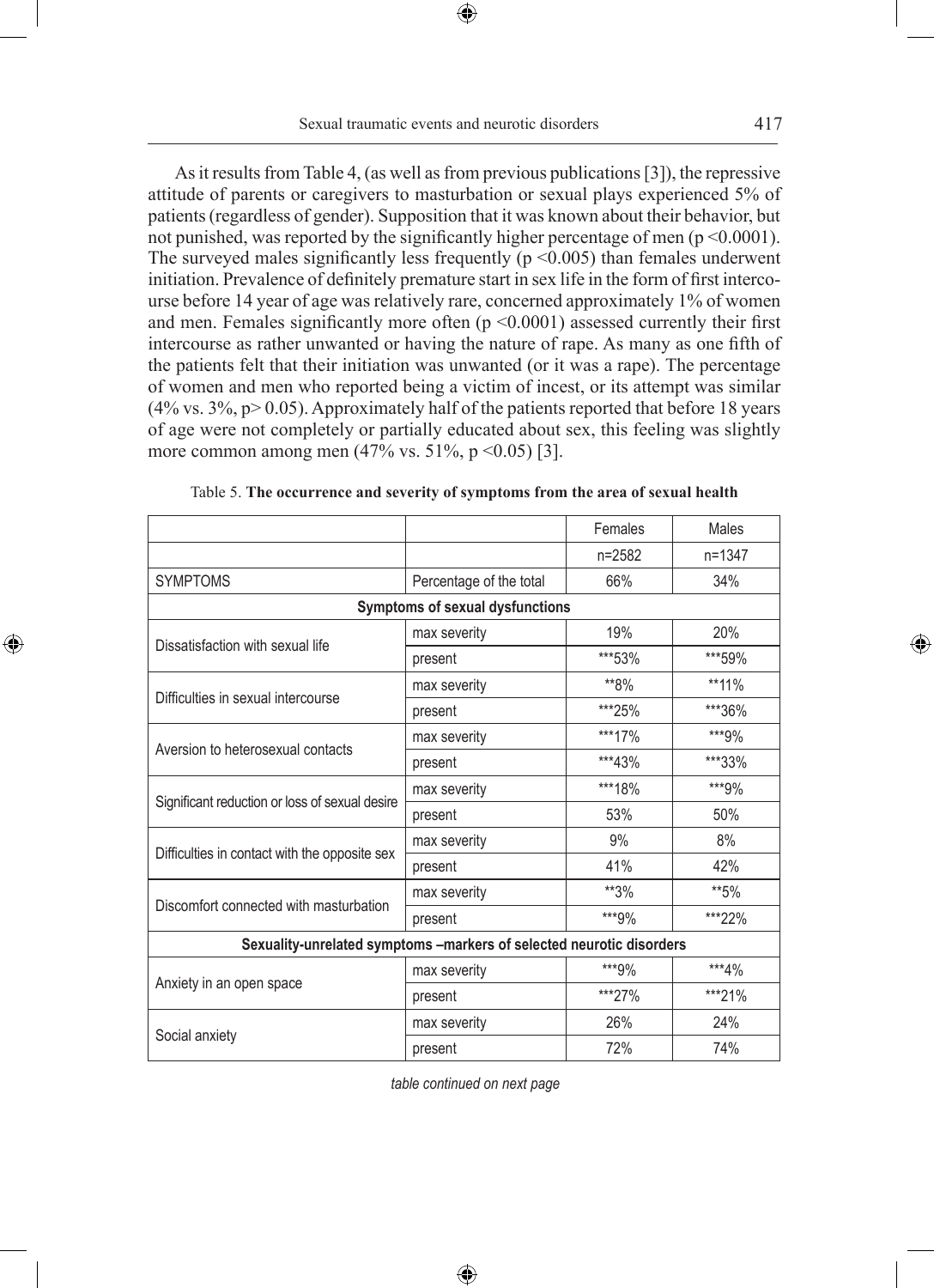As it results from Table 4, (as well as from previous publications [3]), the repressive attitude of parents or caregivers to masturbation or sexual plays experienced 5% of patients (regardless of gender). Supposition that it was known about their behavior, but not punished, was reported by the significantly higher percentage of men ($p < 0.0001$). The surveyed males significantly less frequently ($p < 0.005$) than females underwent initiation. Prevalence of definitely premature start in sex life in the form of first intercourse before 14 year of age was relatively rare, concerned approximately 1% of women and men. Females significantly more often ($p < 0.0001$) assessed currently their first intercourse as rather unwanted or having the nature of rape. As many as one fifth of the patients felt that their initiation was unwanted (or it was a rape). The percentage of women and men who reported being a victim of incest, or its attempt was similar (4% vs. 3%, $p > 0.05$). Approximately half of the patients reported that before 18 years of age were not completely or partially educated about sex, this feeling was slightly more common among men (47% vs. 51%, $p < 0.05$) [3].

Table 5. **The occurrence and severity of symptoms from the area of sexual health**

| | | Females | Males |
|---|---|---|---|
| | | n=2582 | n=1347 |
| SYMPTOMS | Percentage of the total | 66% | 34% |
| **Symptoms of sexual dysfunctions** | | | |
| Dissatisfaction with sexual life | max severity | 19% | 20% |
| | present | ***53% | ***59% |
| Difficulties in sexual intercourse | max severity | **8% | **11% |
| | present | ***25% | ***36% |
| Aversion to heterosexual contacts | max severity | ***17% | ***9% |
| | present | ***43% | ***33% |
| Significant reduction or loss of sexual desire | max severity | ***18% | ***9% |
| | present | 53% | 50% |
| Difficulties in contact with the opposite sex | max severity | 9% | 8% |
| | present | 41% | 42% |
| Discomfort connected with masturbation | max severity | **3% | **5% |
| | present | ***9% | ***22% |
| **Sexuality-unrelated symptoms –markers of selected neurotic disorders** | | | |
| Anxiety in an open space | max severity | ***9% | ***4% |
| | present | ***27% | ***21% |
| Social anxiety | max severity | 26% | 24% |
| | present | 72% | 74% |

*table continued on next page*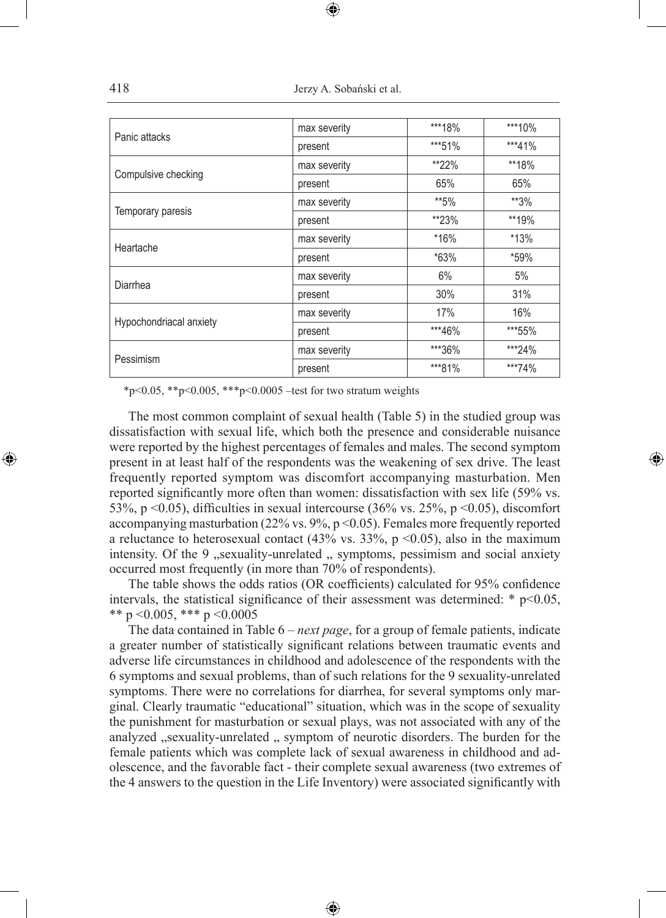| | | | |
|---|---|---|---|
| Panic attacks | max severity | ***18% | ***10% |
| | present | ***51% | ***41% |
| Compulsive checking | max severity | **22% | **18% |
| | present | 65% | 65% |
| Temporary paresis | max severity | **5% | **3% |
| | present | **23% | **19% |
| Heartache | max severity | *16% | *13% |
| | present | *63% | *59% |
| Diarrhea | max severity | 6% | 5% |
| | present | 30% | 31% |
| Hypochondriacal anxiety | max severity | 17% | 16% |
| | present | ***46% | ***55% |
| Pessimism | max severity | ***36% | ***24% |
| | present | ***81% | ***74% |

*$p<0.05$, **$p<0.005$, ***$p<0.0005$ –test for two stratum weights

The most common complaint of sexual health (Table 5) in the studied group was dissatisfaction with sexual life, which both the presence and considerable nuisance were reported by the highest percentages of females and males. The second symptom present in at least half of the respondents was the weakening of sex drive. The least frequently reported symptom was discomfort accompanying masturbation. Men reported significantly more often than women: dissatisfaction with sex life (59% vs. 53%, $p<0.05$), difficulties in sexual intercourse (36% vs. 25%, $p<0.05$), discomfort accompanying masturbation (22% vs. 9%, $p<0.05$). Females more frequently reported a reluctance to heterosexual contact (43% vs. 33%, $p<0.05$), also in the maximum intensity. Of the 9 „sexuality-unrelated „ symptoms, pessimism and social anxiety occurred most frequently (in more than 70% of respondents).

The table shows the odds ratios (OR coefficients) calculated for 95% confidence intervals, the statistical significance of their assessment was determined: * $p<0.05$, ** $p<0.005$, *** $p<0.0005$

The data contained in Table 6 – *next page*, for a group of female patients, indicate a greater number of statistically significant relations between traumatic events and adverse life circumstances in childhood and adolescence of the respondents with the 6 symptoms and sexual problems, than of such relations for the 9 sexuality-unrelated symptoms. There were no correlations for diarrhea, for several symptoms only marginal. Clearly traumatic "educational" situation, which was in the scope of sexuality the punishment for masturbation or sexual plays, was not associated with any of the analyzed „sexuality-unrelated „ symptom of neurotic disorders. The burden for the female patients which was complete lack of sexual awareness in childhood and adolescence, and the favorable fact - their complete sexual awareness (two extremes of the 4 answers to the question in the Life Inventory) were associated significantly with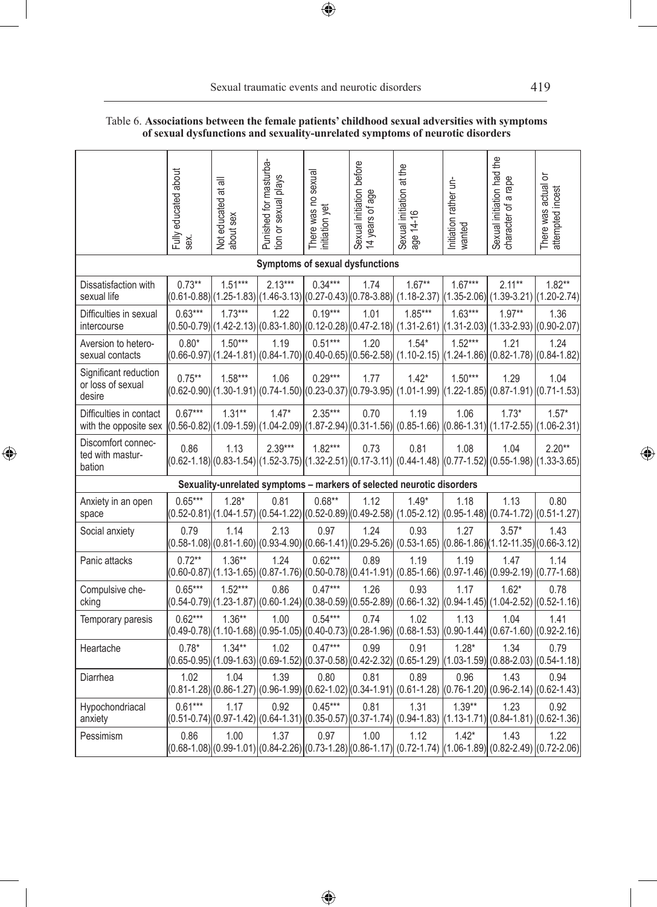Table 6. **Associations between the female patients' childhood sexual adversities with symptoms of sexual dysfunctions and sexuality-unrelated symptoms of neurotic disorders**

| | Fully educated about sex. | Not educated at all about sex | Punished for masturbation or sexual plays | There was no sexual initiation yet | Sexual initiation before 14 years of age | Sexual initiation at the age 14-16 | Initiation rather unwanted | Sexual initiation had the character of a rape | There was actual or attempted incest |
|---|---|---|---|---|---|---|---|---|---|
| **Symptoms of sexual dysfunctions** | | | | | | | | | |
| Dissatisfaction with sexual life | 0.73** (0.61-0.88) | 1.51*** (1.25-1.83) | 2.13*** (1.46-3.13) | 0.34*** (0.27-0.43) | 1.74 (0.78-3.88) | 1.67** (1.18-2.37) | 1.67*** (1.35-2.06) | 2.11** (1.39-3.21) | 1.82** (1.20-2.74) |
| Difficulties in sexual intercourse | 0.63*** (0.50-0.79) | 1.73*** (1.42-2.13) | 1.22 (0.83-1.80) | 0.19*** (0.12-0.28) | 1.01 (0.47-2.18) | 1.85*** (1.31-2.61) | 1.63*** (1.31-2.03) | 1.97** (1.33-2.93) | 1.36 (0.90-2.07) |
| Aversion to heterosexual contacts | 0.80* (0.66-0.97) | 1.50*** (1.24-1.81) | 1.19 (0.84-1.70) | 0.51*** (0.40-0.65) | 1.20 (0.56-2.58) | 1.54* (1.10-2.15) | 1.52*** (1.24-1.86) | 1.21 (0.82-1.78) | 1.24 (0.84-1.82) |
| Significant reduction or loss of sexual desire | 0.75** (0.62-0.90) | 1.58*** (1.30-1.91) | 1.06 (0.74-1.50) | 0.29*** (0.23-0.37) | 1.77 (0.79-3.95) | 1.42* (1.01-1.99) | 1.50*** (1.22-1.85) | 1.29 (0.87-1.91) | 1.04 (0.71-1.53) |
| Difficulties in contact with the opposite sex | 0.67*** (0.56-0.82) | 1.31** (1.09-1.59) | 1.47* (1.04-2.09) | 2.35*** (1.87-2.94) | 0.70 (0.31-1.56) | 1.19 (0.85-1.66) | 1.06 (0.86-1.31) | 1.73* (1.17-2.55) | 1.57* (1.06-2.31) |
| Discomfort connected with masturbation | 0.86 (0.62-1.18) | 1.13 (0.83-1.54) | 2.39*** (1.52-3.75) | 1.82*** (1.32-2.51) | 0.73 (0.17-3.11) | 0.81 (0.44-1.48) | 1.08 (0.77-1.52) | 1.04 (0.55-1.98) | 2.20** (1.33-3.65) |
| **Sexuality-unrelated symptoms – markers of selected neurotic disorders** | | | | | | | | | |
| Anxiety in an open space | 0.65*** (0.52-0.81) | 1.28* (1.04-1.57) | 0.81 (0.54-1.22) | 0.68** (0.52-0.89) | 1.12 (0.49-2.58) | 1.49* (1.05-2.12) | 1.18 (0.95-1.48) | 1.13 (0.74-1.72) | 0.80 (0.51-1.27) |
| Social anxiety | 0.79 (0.58-1.08) | 1.14 (0.81-1.60) | 2.13 (0.93-4.90) | 0.97 (0.66-1.41) | 1.24 (0.29-5.26) | 0.93 (0.53-1.65) | 1.27 (0.86-1.86) | 3.57* (1.12-11.35) | 1.43 (0.66-3.12) |
| Panic attacks | 0.72** (0.60-0.87) | 1.36** (1.13-1.65) | 1.24 (0.87-1.76) | 0.62*** (0.50-0.78) | 0.89 (0.41-1.91) | 1.19 (0.85-1.66) | 1.19 (0.97-1.46) | 1.47 (0.99-2.19) | 1.14 (0.77-1.68) |
| Compulsive checking | 0.65*** (0.54-0.79) | 1.52*** (1.23-1.87) | 0.86 (0.60-1.24) | 0.47*** (0.38-0.59) | 1.26 (0.55-2.89) | 0.93 (0.66-1.32) | 1.17 (0.94-1.45) | 1.62* (1.04-2.52) | 0.78 (0.52-1.16) |
| Temporary paresis | 0.62*** (0.49-0.78) | 1.36** (1.10-1.68) | 1.00 (0.95-1.05) | 0.54*** (0.40-0.73) | 0.74 (0.28-1.96) | 1.02 (0.68-1.53) | 1.13 (0.90-1.44) | 1.04 (0.67-1.60) | 1.41 (0.92-2.16) |
| Heartache | 0.78* (0.65-0.95) | 1.34** (1.09-1.63) | 1.02 (0.69-1.52) | 0.47*** (0.37-0.58) | 0.99 (0.42-2.32) | 0.91 (0.65-1.29) | 1.28* (1.03-1.59) | 1.34 (0.88-2.03) | 0.79 (0.54-1.18) |
| Diarrhea | 1.02 (0.81-1.28) | 1.04 (0.86-1.27) | 1.39 (0.96-1.99) | 0.80 (0.62-1.02) | 0.81 (0.34-1.91) | 0.89 (0.61-1.28) | 0.96 (0.76-1.20) | 1.43 (0.96-2.14) | 0.94 (0.62-1.43) |
| Hypochondriacal anxiety | 0.61*** (0.51-0.74) | 1.17 (0.97-1.42) | 0.92 (0.64-1.31) | 0.45*** (0.35-0.57) | 0.81 (0.37-1.74) | 1.31 (0.94-1.83) | 1.39** (1.13-1.71) | 1.23 (0.84-1.81) | 0.92 (0.62-1.36) |
| Pessimism | 0.86 (0.68-1.08) | 1.00 (0.99-1.01) | 1.37 (0.84-2.26) | 0.97 (0.73-1.28) | 1.00 (0.86-1.17) | 1.12 (0.72-1.74) | 1.42* (1.06-1.89) | 1.43 (0.82-2.49) | 1.22 (0.72-2.06) |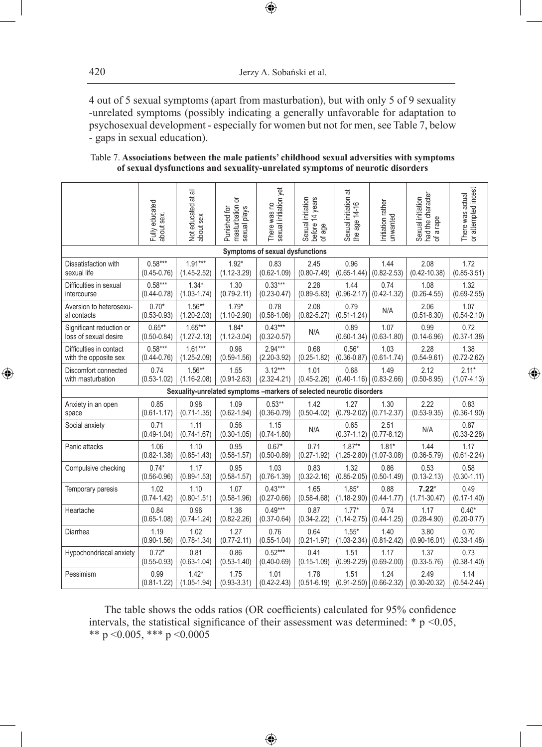4 out of 5 sexual symptoms (apart from masturbation), but with only 5 of 9 sexuality -unrelated symptoms (possibly indicating a generally unfavorable for adaptation to psychosexual development - especially for women but not for men, see Table 7, below - gaps in sexual education).

Table 7. **Associations between the male patients' childhood sexual adversities with symptoms of sexual dysfunctions and sexuality-unrelated symptoms of neurotic disorders**

| | Fully educated about sex. | Not educated at all about sex | Punished for masturbation or sexual plays | There was no sexual initiation yet | Sexual initiation before 14 years of age | Sexual initiation at the age 14-16 | Initiation rather unwanted | Sexual initiation had the character of a rape | There was actual or attempted incest |
|---|---|---|---|---|---|---|---|---|---|
| **Symptoms of sexual dysfunctions** | | | | | | | | | |
| Dissatisfaction with sexual life | 0.58*** (0.45-0.76) | 1.91*** (1.45-2.52) | 1.92* (1.12-3.29) | 0.83 (0.62-1.09) | 2.45 (0.80-7.49) | 0.96 (0.65-1.44) | 1.44 (0.82-2.53) | 2.08 (0.42-10.38) | 1.72 (0.85-3.51) |
| Difficulties in sexual intercourse | 0.58*** (0.44-0.78) | 1.34* (1.03-1.74) | 1.30 (0.79-2.11) | 0.33*** (0.23-0.47) | 2.28 (0.89-5.83) | 1.44 (0.96-2.17) | 0.74 (0.42-1.32) | 1.08 (0.26-4.55) | 1.32 (0.69-2.55) |
| Aversion to heterosexual contacts | 0.70* (0.53-0.93) | 1.56** (1.20-2.03) | 1.79* (1.10-2.90) | 0.78 (0.58-1.06) | 2.08 (0.82-5.27) | 0.79 (0.51-1.24) | N/A | 2.06 (0.51-8.30) | 1.07 (0.54-2.10) |
| Significant reduction or loss of sexual desire | 0.65** (0.50-0.84) | 1.65*** (1.27-2.13) | 1.84* (1.12-3.04) | 0.43*** (0.32-0.57) | N/A | 0.89 (0.60-1.34) | 1.07 (0.63-1.80) | 0.99 (0.14-6.96) | 0.72 (0.37-1.38) |
| Difficulties in contact with the opposite sex | 0.58*** (0.44-0.76) | 1.61*** (1.25-2.09) | 0.96 (0.59-1.56) | 2.94*** (2.20-3.92) | 0.68 (0.25-1.82) | 0.56* (0.36-0.87) | 1.03 (0.61-1.74) | 2.28 (0.54-9.61) | 1.38 (0.72-2.62) |
| Discomfort connected with masturbation | 0.74 (0.53-1.02) | 1.56** (1.16-2.08) | 1.55 (0.91-2.63) | 3.12*** (2.32-4.21) | 1.01 (0.45-2.26) | 0.68 (0.40-1.16) | 1.49 (0.83-2.66) | 2.12 (0.50-8.95) | 2.11* (1.07-4.13) |
| **Sexuality-unrelated symptoms –markers of selected neurotic disorders** | | | | | | | | | |
| Anxiety in an open space | 0.85 (0.61-1.17) | 0.98 (0.71-1.35) | 1.09 (0.62-1.94) | 0.53** (0.36-0.79) | 1.42 (0.50-4.02) | 1.27 (0.79-2.02) | 1.30 (0.71-2.37) | 2.22 (0.53-9.35) | 0.83 (0.36-1.90) |
| Social anxiety | 0.71 (0.49-1.04) | 1.11 (0.74-1.67) | 0.56 (0.30-1.05) | 1.15 (0.74-1.80) | N/A | 0.65 (0.37-1.12) | 2.51 (0.77-8.12) | N/A | 0.87 (0.33-2.28) |
| Panic attacks | 1.06 (0.82-1.38) | 1.10 (0.85-1.43) | 0.95 (0.58-1.57) | 0.67* (0.50-0.89) | 0.71 (0.27-1.92) | 1.87** (1.25-2.80) | 1.81* (1.07-3.08) | 1.44 (0.36-5.79) | 1.17 (0.61-2.24) |
| Compulsive checking | 0.74* (0.56-0.96) | 1.17 (0.89-1.53) | 0.95 (0.58-1.57) | 1.03 (0.76-1.39) | 0.83 (0.32-2.16) | 1.32 (0.85-2.05) | 0.86 (0.50-1.49) | 0.53 (0.13-2.13) | 0.58 (0.30-1.11) |
| Temporary paresis | 1.02 (0.74-1.42) | 1.10 (0.80-1.51) | 1.07 (0.58-1.96) | 0.43*** (0.27-0.66) | 1.65 (0.58-4.68) | 1.85* (1.18-2.90) | 0.88 (0.44-1.77) | **7.22*** (1.71-30.47) | 0.49 (0.17-1.40) |
| Heartache | 0.84 (0.65-1.08) | 0.96 (0.74-1.24) | 1.36 (0.82-2.26) | 0.49*** (0.37-0.64) | 0.87 (0.34-2.22) | 1.77* (1.14-2.75) | 0.74 (0.44-1.25) | 1.17 (0.28-4.90) | 0.40* (0.20-0.77) |
| Diarrhea | 1.19 (0.90-1.56) | 1.02 (0.78-1.34) | 1.27 (0.77-2.11) | 0.76 (0.55-1.04) | 0.64 (0.21-1.97) | 1.55* (1.03-2.34) | 1.40 (0.81-2.42) | 3.80 (0.90-16.01) | 0.70 (0.33-1.48) |
| Hypochondriacal anxiety | 0.72* (0.55-0.93) | 0.81 (0.63-1.04) | 0.86 (0.53-1.40) | 0.52*** (0.40-0.69) | 0.41 (0.15-1.09) | 1.51 (0.99-2.29) | 1.17 (0.69-2.00) | 1.37 (0.33-5.76) | 0.73 (0.38-1.40) |
| Pessimism | 0.99 (0.81-1.22) | 1.42* (1.05-1.94) | 1.75 (0.93-3.31) | 1.01 (0.42-2.43) | 1.78 (0.51-6.19) | 1.51 (0.91-2.50) | 1.24 (0.66-2.32) | 2.49 (0.30-20.32) | 1.14 (0.54-2.44) |

The table shows the odds ratios (OR coefficients) calculated for 95% confidence intervals, the statistical significance of their assessment was determined: * $p < 0.05$, ** $p < 0.005$, *** $p < 0.0005$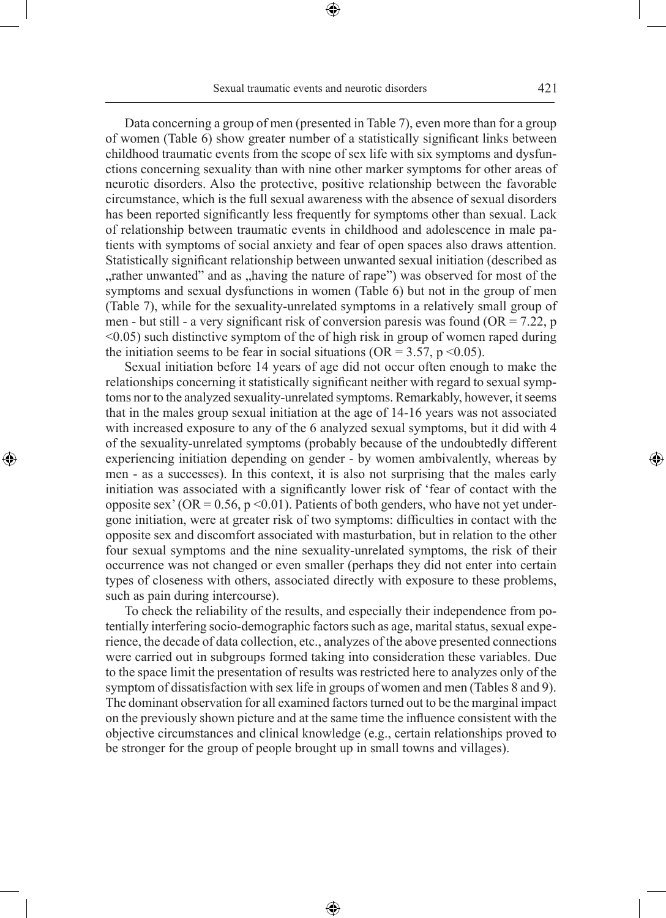Data concerning a group of men (presented in Table 7), even more than for a group of women (Table 6) show greater number of a statistically significant links between childhood traumatic events from the scope of sex life with six symptoms and dysfunctions concerning sexuality than with nine other marker symptoms for other areas of neurotic disorders. Also the protective, positive relationship between the favorable circumstance, which is the full sexual awareness with the absence of sexual disorders has been reported significantly less frequently for symptoms other than sexual. Lack of relationship between traumatic events in childhood and adolescence in male patients with symptoms of social anxiety and fear of open spaces also draws attention. Statistically significant relationship between unwanted sexual initiation (described as „rather unwanted" and as „having the nature of rape") was observed for most of the symptoms and sexual dysfunctions in women (Table 6) but not in the group of men (Table 7), while for the sexuality-unrelated symptoms in a relatively small group of men - but still - a very significant risk of conversion paresis was found ($OR = 7.22$, $p < 0.05$) such distinctive symptom of the of high risk in group of women raped during the initiation seems to be fear in social situations ($OR = 3.57$, $p < 0.05$).

Sexual initiation before 14 years of age did not occur often enough to make the relationships concerning it statistically significant neither with regard to sexual symptoms nor to the analyzed sexuality-unrelated symptoms. Remarkably, however, it seems that in the males group sexual initiation at the age of 14-16 years was not associated with increased exposure to any of the 6 analyzed sexual symptoms, but it did with 4 of the sexuality-unrelated symptoms (probably because of the undoubtedly different experiencing initiation depending on gender - by women ambivalently, whereas by men - as a successes). In this context, it is also not surprising that the males early initiation was associated with a significantly lower risk of 'fear of contact with the opposite sex' ($OR = 0.56$, $p < 0.01$). Patients of both genders, who have not yet undergone initiation, were at greater risk of two symptoms: difficulties in contact with the opposite sex and discomfort associated with masturbation, but in relation to the other four sexual symptoms and the nine sexuality-unrelated symptoms, the risk of their occurrence was not changed or even smaller (perhaps they did not enter into certain types of closeness with others, associated directly with exposure to these problems, such as pain during intercourse).

To check the reliability of the results, and especially their independence from potentially interfering socio-demographic factors such as age, marital status, sexual experience, the decade of data collection, etc., analyzes of the above presented connections were carried out in subgroups formed taking into consideration these variables. Due to the space limit the presentation of results was restricted here to analyzes only of the symptom of dissatisfaction with sex life in groups of women and men (Tables 8 and 9). The dominant observation for all examined factors turned out to be the marginal impact on the previously shown picture and at the same time the influence consistent with the objective circumstances and clinical knowledge (e.g., certain relationships proved to be stronger for the group of people brought up in small towns and villages).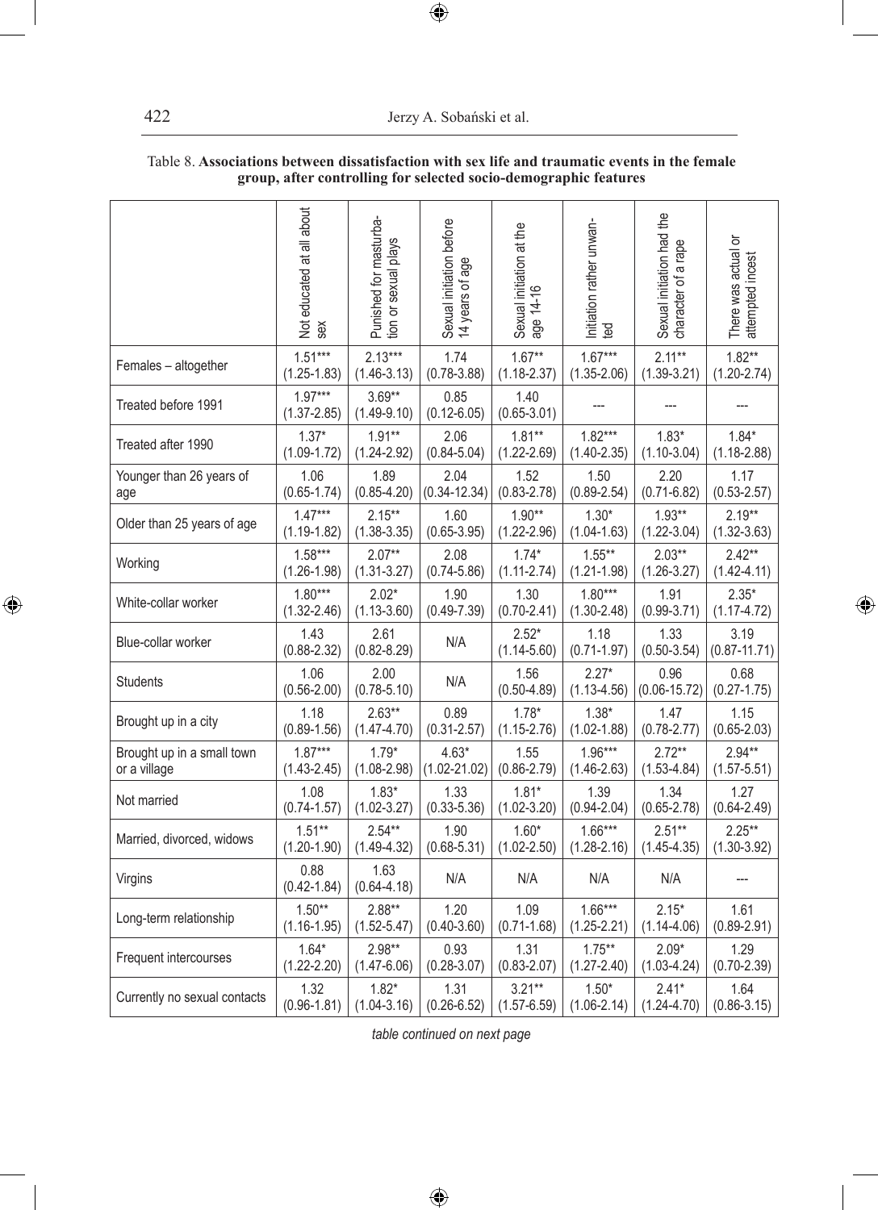Table 8. **Associations between dissatisfaction with sex life and traumatic events in the female group, after controlling for selected socio-demographic features**

| | Not educated at all about sex | Punished for masturbation or sexual plays | Sexual initiation before 14 years of age | Sexual initiation at the age 14-16 | Initiation rather unwanted | Sexual initiation had the character of a rape | There was actual or attempted incest |
|---|---|---|---|---|---|---|---|
| Females – altogether | 1.51*** (1.25-1.83) | 2.13*** (1.46-3.13) | 1.74 (0.78-3.88) | 1.67** (1.18-2.37) | 1.67*** (1.35-2.06) | 2.11** (1.39-3.21) | 1.82** (1.20-2.74) |
| Treated before 1991 | 1.97*** (1.37-2.85) | 3.69** (1.49-9.10) | 0.85 (0.12-6.05) | 1.40 (0.65-3.01) | --- | --- | --- |
| Treated after 1990 | 1.37* (1.09-1.72) | 1.91** (1.24-2.92) | 2.06 (0.84-5.04) | 1.81** (1.22-2.69) | 1.82*** (1.40-2.35) | 1.83* (1.10-3.04) | 1.84* (1.18-2.88) |
| Younger than 26 years of age | 1.06 (0.65-1.74) | 1.89 (0.85-4.20) | 2.04 (0.34-12.34) | 1.52 (0.83-2.78) | 1.50 (0.89-2.54) | 2.20 (0.71-6.82) | 1.17 (0.53-2.57) |
| Older than 25 years of age | 1.47*** (1.19-1.82) | 2.15** (1.38-3.35) | 1.60 (0.65-3.95) | 1.90** (1.22-2.96) | 1.30* (1.04-1.63) | 1.93** (1.22-3.04) | 2.19** (1.32-3.63) |
| Working | 1.58*** (1.26-1.98) | 2.07** (1.31-3.27) | 2.08 (0.74-5.86) | 1.74* (1.11-2.74) | 1.55** (1.21-1.98) | 2.03** (1.26-3.27) | 2.42** (1.42-4.11) |
| White-collar worker | 1.80*** (1.32-2.46) | 2.02* (1.13-3.60) | 1.90 (0.49-7.39) | 1.30 (0.70-2.41) | 1.80*** (1.30-2.48) | 1.91 (0.99-3.71) | 2.35* (1.17-4.72) |
| Blue-collar worker | 1.43 (0.88-2.32) | 2.61 (0.82-8.29) | N/A | 2.52* (1.14-5.60) | 1.18 (0.71-1.97) | 1.33 (0.50-3.54) | 3.19 (0.87-11.71) |
| Students | 1.06 (0.56-2.00) | 2.00 (0.78-5.10) | N/A | 1.56 (0.50-4.89) | 2.27* (1.13-4.56) | 0.96 (0.06-15.72) | 0.68 (0.27-1.75) |
| Brought up in a city | 1.18 (0.89-1.56) | 2.63** (1.47-4.70) | 0.89 (0.31-2.57) | 1.78* (1.15-2.76) | 1.38* (1.02-1.88) | 1.47 (0.78-2.77) | 1.15 (0.65-2.03) |
| Brought up in a small town or a village | 1.87*** (1.43-2.45) | 1.79* (1.08-2.98) | 4.63* (1.02-21.02) | 1.55 (0.86-2.79) | 1.96*** (1.46-2.63) | 2.72** (1.53-4.84) | 2.94** (1.57-5.51) |
| Not married | 1.08 (0.74-1.57) | 1.83* (1.02-3.27) | 1.33 (0.33-5.36) | 1.81* (1.02-3.20) | 1.39 (0.94-2.04) | 1.34 (0.65-2.78) | 1.27 (0.64-2.49) |
| Married, divorced, widows | 1.51** (1.20-1.90) | 2.54** (1.49-4.32) | 1.90 (0.68-5.31) | 1.60* (1.02-2.50) | 1.66*** (1.28-2.16) | 2.51** (1.45-4.35) | 2.25** (1.30-3.92) |
| Virgins | 0.88 (0.42-1.84) | 1.63 (0.64-4.18) | N/A | N/A | N/A | N/A | --- |
| Long-term relationship | 1.50** (1.16-1.95) | 2.88** (1.52-5.47) | 1.20 (0.40-3.60) | 1.09 (0.71-1.68) | 1.66*** (1.25-2.21) | 2.15* (1.14-4.06) | 1.61 (0.89-2.91) |
| Frequent intercourses | 1.64* (1.22-2.20) | 2.98** (1.47-6.06) | 0.93 (0.28-3.07) | 1.31 (0.83-2.07) | 1.75** (1.27-2.40) | 2.09* (1.03-4.24) | 1.29 (0.70-2.39) |
| Currently no sexual contacts | 1.32 (0.96-1.81) | 1.82* (1.04-3.16) | 1.31 (0.26-6.52) | 3.21** (1.57-6.59) | 1.50* (1.06-2.14) | 2.41* (1.24-4.70) | 1.64 (0.86-3.15) |

*table continued on next page*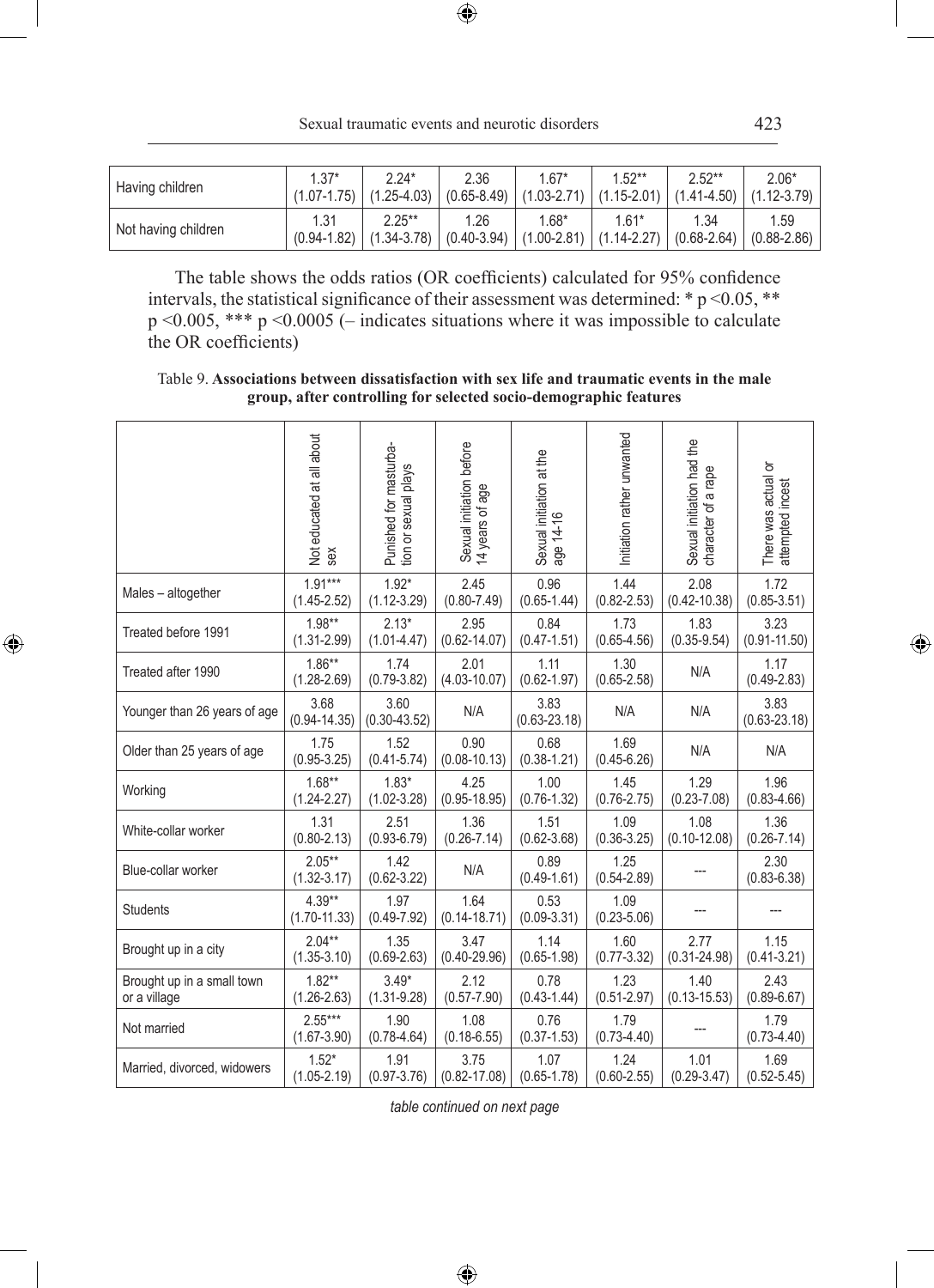| | | | | | | | |
|---|---|---|---|---|---|---|---|
| Having children | 1.37* (1.07-1.75) | 2.24* (1.25-4.03) | 2.36 (0.65-8.49) | 1.67* (1.03-2.71) | 1.52** (1.15-2.01) | 2.52** (1.41-4.50) | 2.06* (1.12-3.79) |
| Not having children | 1.31 (0.94-1.82) | 2.25** (1.34-3.78) | 1.26 (0.40-3.94) | 1.68* (1.00-2.81) | 1.61* (1.14-2.27) | 1.34 (0.68-2.64) | 1.59 (0.88-2.86) |

The table shows the odds ratios (OR coefficients) calculated for 95% confidence intervals, the statistical significance of their assessment was determined: * $p < 0.05$, ** $p < 0.005$, *** $p < 0.0005$ (– indicates situations where it was impossible to calculate the OR coefficients)

Table 9. **Associations between dissatisfaction with sex life and traumatic events in the male group, after controlling for selected socio-demographic features**

| | Not educated at all about sex | Punished for masturbation or sexual plays | Sexual initiation before 14 years of age | Sexual initiation at the age 14-16 | Initiation rather unwanted | Sexual initiation had the character of a rape | There was actual or attempted incest |
|---|---|---|---|---|---|---|---|
| Males – altogether | 1.91*** (1.45-2.52) | 1.92* (1.12-3.29) | 2.45 (0.80-7.49) | 0.96 (0.65-1.44) | 1.44 (0.82-2.53) | 2.08 (0.42-10.38) | 1.72 (0.85-3.51) |
| Treated before 1991 | 1.98** (1.31-2.99) | 2.13* (1.01-4.47) | 2.95 (0.62-14.07) | 0.84 (0.47-1.51) | 1.73 (0.65-4.56) | 1.83 (0.35-9.54) | 3.23 (0.91-11.50) |
| Treated after 1990 | 1.86** (1.28-2.69) | 1.74 (0.79-3.82) | 2.01 (4.03-10.07) | 1.11 (0.62-1.97) | 1.30 (0.65-2.58) | N/A | 1.17 (0.49-2.83) |
| Younger than 26 years of age | 3.68 (0.94-14.35) | 3.60 (0.30-43.52) | N/A | 3.83 (0.63-23.18) | N/A | N/A | 3.83 (0.63-23.18) |
| Older than 25 years of age | 1.75 (0.95-3.25) | 1.52 (0.41-5.74) | 0.90 (0.08-10.13) | 0.68 (0.38-1.21) | 1.69 (0.45-6.26) | N/A | N/A |
| Working | 1.68** (1.24-2.27) | 1.83* (1.02-3.28) | 4.25 (0.95-18.95) | 1.00 (0.76-1.32) | 1.45 (0.76-2.75) | 1.29 (0.23-7.08) | 1.96 (0.83-4.66) |
| White-collar worker | 1.31 (0.80-2.13) | 2.51 (0.93-6.79) | 1.36 (0.26-7.14) | 1.51 (0.62-3.68) | 1.09 (0.36-3.25) | 1.08 (0.10-12.08) | 1.36 (0.26-7.14) |
| Blue-collar worker | 2.05** (1.32-3.17) | 1.42 (0.62-3.22) | N/A | 0.89 (0.49-1.61) | 1.25 (0.54-2.89) | --- | 2.30 (0.83-6.38) |
| Students | 4.39** (1.70-11.33) | 1.97 (0.49-7.92) | 1.64 (0.14-18.71) | 0.53 (0.09-3.31) | 1.09 (0.23-5.06) | --- | --- |
| Brought up in a city | 2.04** (1.35-3.10) | 1.35 (0.69-2.63) | 3.47 (0.40-29.96) | 1.14 (0.65-1.98) | 1.60 (0.77-3.32) | 2.77 (0.31-24.98) | 1.15 (0.41-3.21) |
| Brought up in a small town or a village | 1.82** (1.26-2.63) | 3.49* (1.31-9.28) | 2.12 (0.57-7.90) | 0.78 (0.43-1.44) | 1.23 (0.51-2.97) | 1.40 (0.13-15.53) | 2.43 (0.89-6.67) |
| Not married | 2.55*** (1.67-3.90) | 1.90 (0.78-4.64) | 1.08 (0.18-6.55) | 0.76 (0.37-1.53) | 1.79 (0.73-4.40) | --- | 1.79 (0.73-4.40) |
| Married, divorced, widowers | 1.52* (1.05-2.19) | 1.91 (0.97-3.76) | 3.75 (0.82-17.08) | 1.07 (0.65-1.78) | 1.24 (0.60-2.55) | 1.01 (0.29-3.47) | 1.69 (0.52-5.45) |

*table continued on next page*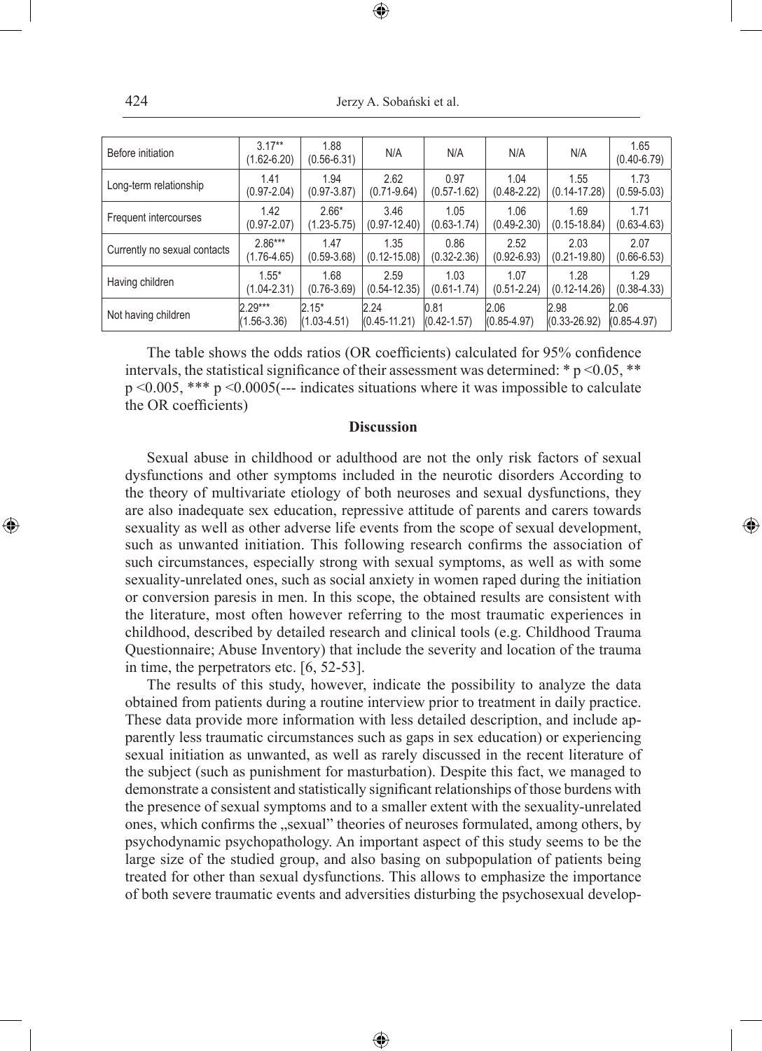| | | | | | | | |
|---|---|---|---|---|---|---|---|
| Before initiation | 3.17** (1.62-6.20) | 1.88 (0.56-6.31) | N/A | N/A | N/A | N/A | 1.65 (0.40-6.79) |
| Long-term relationship | 1.41 (0.97-2.04) | 1.94 (0.97-3.87) | 2.62 (0.71-9.64) | 0.97 (0.57-1.62) | 1.04 (0.48-2.22) | 1.55 (0.14-17.28) | 1.73 (0.59-5.03) |
| Frequent intercourses | 1.42 (0.97-2.07) | 2.66* (1.23-5.75) | 3.46 (0.97-12.40) | 1.05 (0.63-1.74) | 1.06 (0.49-2.30) | 1.69 (0.15-18.84) | 1.71 (0.63-4.63) |
| Currently no sexual contacts | 2.86*** (1.76-4.65) | 1.47 (0.59-3.68) | 1.35 (0.12-15.08) | 0.86 (0.32-2.36) | 2.52 (0.92-6.93) | 2.03 (0.21-19.80) | 2.07 (0.66-6.53) |
| Having children | 1.55* (1.04-2.31) | 1.68 (0.76-3.69) | 2.59 (0.54-12.35) | 1.03 (0.61-1.74) | 1.07 (0.51-2.24) | 1.28 (0.12-14.26) | 1.29 (0.38-4.33) |
| Not having children | 2.29*** (1.56-3.36) | 2.15* (1.03-4.51) | 2.24 (0.45-11.21) | 0.81 (0.42-1.57) | 2.06 (0.85-4.97) | 2.98 (0.33-26.92) | 2.06 (0.85-4.97) |

The table shows the odds ratios (OR coefficients) calculated for 95% confidence intervals, the statistical significance of their assessment was determined: * $p < 0.05$, ** $p < 0.005$, *** $p < 0.0005$(--- indicates situations where it was impossible to calculate the OR coefficients)

## Discussion

Sexual abuse in childhood or adulthood are not the only risk factors of sexual dysfunctions and other symptoms included in the neurotic disorders According to the theory of multivariate etiology of both neuroses and sexual dysfunctions, they are also inadequate sex education, repressive attitude of parents and carers towards sexuality as well as other adverse life events from the scope of sexual development, such as unwanted initiation. This following research confirms the association of such circumstances, especially strong with sexual symptoms, as well as with some sexuality-unrelated ones, such as social anxiety in women raped during the initiation or conversion paresis in men. In this scope, the obtained results are consistent with the literature, most often however referring to the most traumatic experiences in childhood, described by detailed research and clinical tools (e.g. Childhood Trauma Questionnaire; Abuse Inventory) that include the severity and location of the trauma in time, the perpetrators etc. [6, 52-53].

The results of this study, however, indicate the possibility to analyze the data obtained from patients during a routine interview prior to treatment in daily practice. These data provide more information with less detailed description, and include apparently less traumatic circumstances such as gaps in sex education) or experiencing sexual initiation as unwanted, as well as rarely discussed in the recent literature of the subject (such as punishment for masturbation). Despite this fact, we managed to demonstrate a consistent and statistically significant relationships of those burdens with the presence of sexual symptoms and to a smaller extent with the sexuality-unrelated ones, which confirms the „sexual" theories of neuroses formulated, among others, by psychodynamic psychopathology. An important aspect of this study seems to be the large size of the studied group, and also basing on subpopulation of patients being treated for other than sexual dysfunctions. This allows to emphasize the importance of both severe traumatic events and adversities disturbing the psychosexual develop-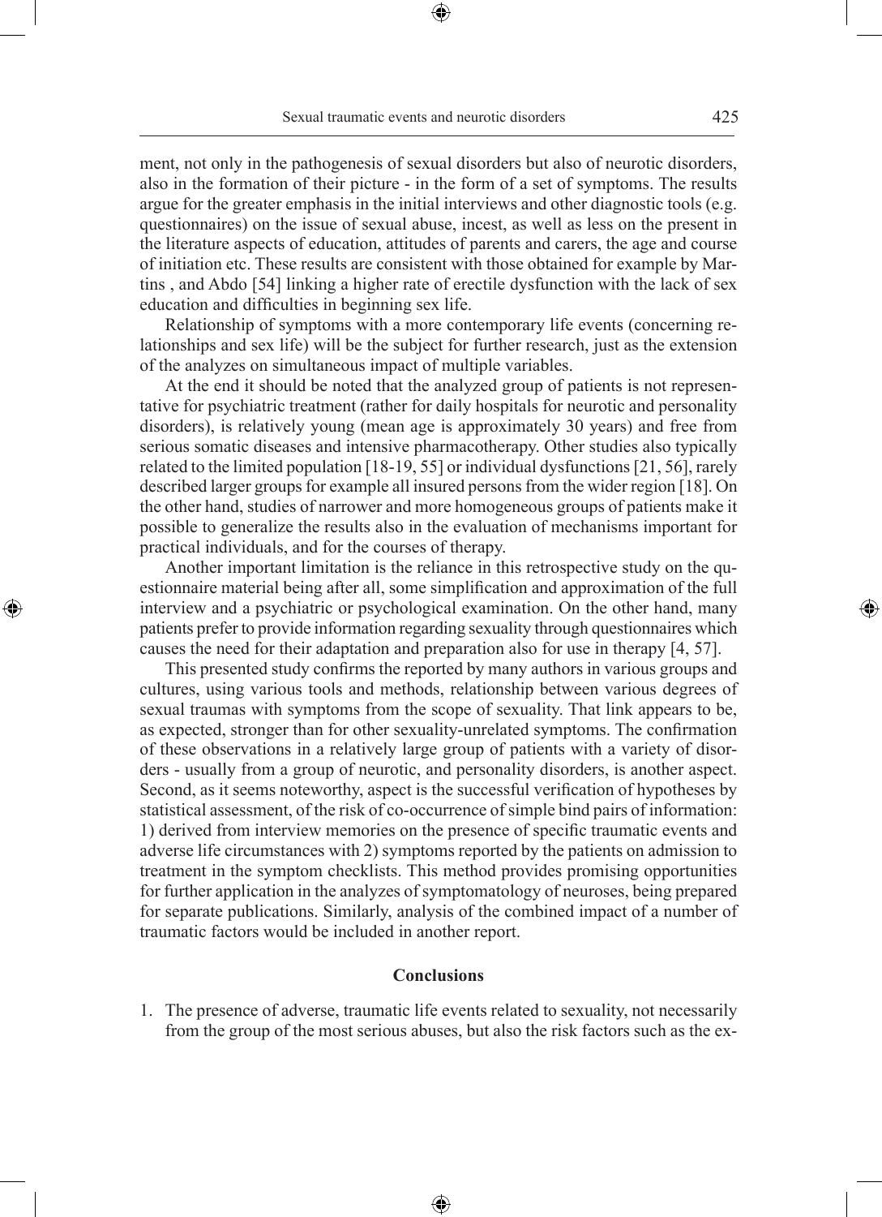ment, not only in the pathogenesis of sexual disorders but also of neurotic disorders, also in the formation of their picture - in the form of a set of symptoms. The results argue for the greater emphasis in the initial interviews and other diagnostic tools (e.g. questionnaires) on the issue of sexual abuse, incest, as well as less on the present in the literature aspects of education, attitudes of parents and carers, the age and course of initiation etc. These results are consistent with those obtained for example by Martins , and Abdo [54] linking a higher rate of erectile dysfunction with the lack of sex education and difficulties in beginning sex life.

Relationship of symptoms with a more contemporary life events (concerning relationships and sex life) will be the subject for further research, just as the extension of the analyzes on simultaneous impact of multiple variables.

At the end it should be noted that the analyzed group of patients is not representative for psychiatric treatment (rather for daily hospitals for neurotic and personality disorders), is relatively young (mean age is approximately 30 years) and free from serious somatic diseases and intensive pharmacotherapy. Other studies also typically related to the limited population [18-19, 55] or individual dysfunctions [21, 56], rarely described larger groups for example all insured persons from the wider region [18]. On the other hand, studies of narrower and more homogeneous groups of patients make it possible to generalize the results also in the evaluation of mechanisms important for practical individuals, and for the courses of therapy.

Another important limitation is the reliance in this retrospective study on the questionnaire material being after all, some simplification and approximation of the full interview and a psychiatric or psychological examination. On the other hand, many patients prefer to provide information regarding sexuality through questionnaires which causes the need for their adaptation and preparation also for use in therapy [4, 57].

This presented study confirms the reported by many authors in various groups and cultures, using various tools and methods, relationship between various degrees of sexual traumas with symptoms from the scope of sexuality. That link appears to be, as expected, stronger than for other sexuality-unrelated symptoms. The confirmation of these observations in a relatively large group of patients with a variety of disorders - usually from a group of neurotic, and personality disorders, is another aspect. Second, as it seems noteworthy, aspect is the successful verification of hypotheses by statistical assessment, of the risk of co-occurrence of simple bind pairs of information: 1) derived from interview memories on the presence of specific traumatic events and adverse life circumstances with 2) symptoms reported by the patients on admission to treatment in the symptom checklists. This method provides promising opportunities for further application in the analyzes of symptomatology of neuroses, being prepared for separate publications. Similarly, analysis of the combined impact of a number of traumatic factors would be included in another report.

## Conclusions

1. The presence of adverse, traumatic life events related to sexuality, not necessarily from the group of the most serious abuses, but also the risk factors such as the ex-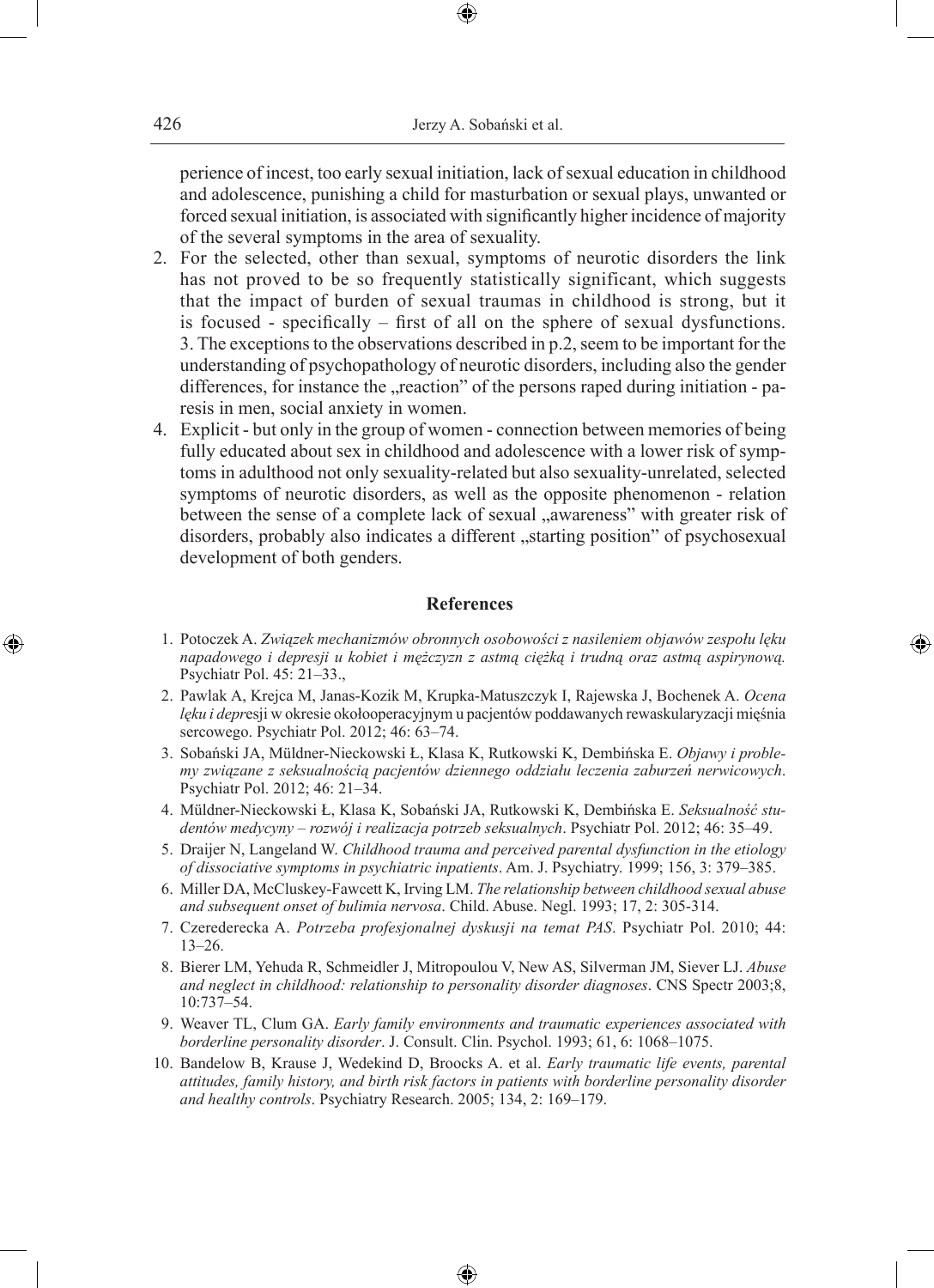perience of incest, too early sexual initiation, lack of sexual education in childhood and adolescence, punishing a child for masturbation or sexual plays, unwanted or forced sexual initiation, is associated with significantly higher incidence of majority of the several symptoms in the area of sexuality.

2. For the selected, other than sexual, symptoms of neurotic disorders the link has not proved to be so frequently statistically significant, which suggests that the impact of burden of sexual traumas in childhood is strong, but it is focused - specifically – first of all on the sphere of sexual dysfunctions. 3. The exceptions to the observations described in p.2, seem to be important for the understanding of psychopathology of neurotic disorders, including also the gender differences, for instance the „reaction" of the persons raped during initiation - paresis in men, social anxiety in women.
4. Explicit - but only in the group of women - connection between memories of being fully educated about sex in childhood and adolescence with a lower risk of symptoms in adulthood not only sexuality-related but also sexuality-unrelated, selected symptoms of neurotic disorders, as well as the opposite phenomenon - relation between the sense of a complete lack of sexual „awareness" with greater risk of disorders, probably also indicates a different „starting position" of psychosexual development of both genders.

## References

1. Potoczek A. *Związek mechanizmów obronnych osobowości z nasileniem objawów zespołu lęku napadowego i depresji u kobiet i mężczyzn z astmą ciężką i trudną oraz astmą aspirynową.* Psychiatr Pol. 45: 21–33.,
2. Pawlak A, Krejca M, Janas-Kozik M, Krupka-Matuszczyk I, Rajewska J, Bochenek A. *Ocena lęku i depr*esji w okresie okołooperacyjnym u pacjentów poddawanych rewaskularyzacji mięśnia sercowego. Psychiatr Pol. 2012; 46: 63–74.
3. Sobański JA, Müldner-Nieckowski Ł, Klasa K, Rutkowski K, Dembińska E. *Objawy i problemy związane z seksualnością pacjentów dziennego oddziału leczenia zaburzeń nerwicowych*. Psychiatr Pol. 2012; 46: 21–34.
4. Müldner-Nieckowski Ł, Klasa K, Sobański JA, Rutkowski K, Dembińska E. *Seksualność studentów medycyny – rozwój i realizacja potrzeb seksualnych*. Psychiatr Pol. 2012; 46: 35–49.
5. Draijer N, Langeland W. *Childhood trauma and perceived parental dysfunction in the etiology of dissociative symptoms in psychiatric inpatients*. Am. J. Psychiatry. 1999; 156, 3: 379–385.
6. Miller DA, McCluskey-Fawcett K, Irving LM. *The relationship between childhood sexual abuse and subsequent onset of bulimia nervosa*. Child. Abuse. Negl. 1993; 17, 2: 305-314.
7. Czerederecka A. *Potrzeba profesjonalnej dyskusji na temat PAS*. Psychiatr Pol. 2010; 44: 13–26.
8. Bierer LM, Yehuda R, Schmeidler J, Mitropoulou V, New AS, Silverman JM, Siever LJ. *Abuse and neglect in childhood: relationship to personality disorder diagnoses*. CNS Spectr 2003;8, 10:737–54.
9. Weaver TL, Clum GA. *Early family environments and traumatic experiences associated with borderline personality disorder*. J. Consult. Clin. Psychol. 1993; 61, 6: 1068–1075.
10. Bandelow B, Krause J, Wedekind D, Broocks A. et al. *Early traumatic life events, parental attitudes, family history, and birth risk factors in patients with borderline personality disorder and healthy controls*. Psychiatry Research. 2005; 134, 2: 169–179.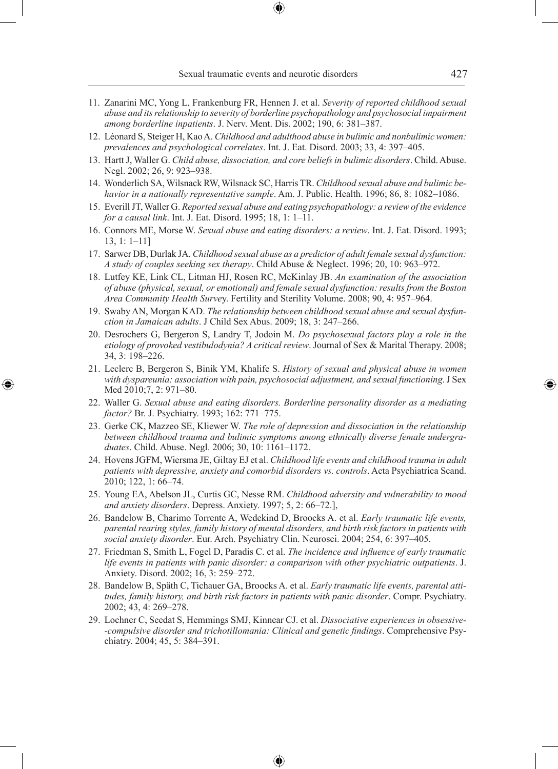11. Zanarini MC, Yong L, Frankenburg FR, Hennen J. et al. *Severity of reported childhood sexual abuse and its relationship to severity of borderline psychopathology and psychosocial impairment among borderline inpatients*. J. Nerv. Ment. Dis. 2002; 190, 6: 381–387.
12. Léonard S, Steiger H, Kao A. *Childhood and adulthood abuse in bulimic and nonbulimic women: prevalences and psychological correlates*. Int. J. Eat. Disord. 2003; 33, 4: 397–405.
13. Hartt J, Waller G. *Child abuse, dissociation, and core beliefs in bulimic disorders*. Child. Abuse. Negl. 2002; 26, 9: 923–938.
14. Wonderlich SA, Wilsnack RW, Wilsnack SC, Harris TR. *Childhood sexual abuse and bulimic behavior in a nationally representative sample*. Am. J. Public. Health. 1996; 86, 8: 1082–1086.
15. Everill JT, Waller G. *Reported sexual abuse and eating psychopathology: a review of the evidence for a causal link*. Int. J. Eat. Disord. 1995; 18, 1: 1–11.
16. Connors ME, Morse W. *Sexual abuse and eating disorders: a review*. Int. J. Eat. Disord. 1993; 13, 1: 1–11]
17. Sarwer DB, Durlak JA. *Childhood sexual abuse as a predictor of adult female sexual dysfunction: A study of couples seeking sex therapy*. Child Abuse & Neglect. 1996; 20, 10: 963–972.
18. Lutfey KE, Link CL, Litman HJ, Rosen RC, McKinlay JB. *An examination of the association of abuse (physical, sexual, or emotional) and female sexual dysfunction: results from the Boston Area Community Health Surve*y. Fertility and Sterility Volume. 2008; 90, 4: 957–964.
19. Swaby AN, Morgan KAD. *The relationship between childhood sexual abuse and sexual dysfunction in Jamaican adults*. J Child Sex Abus. 2009; 18, 3: 247–266.
20. Desrochers G, Bergeron S, Landry T, Jodoin M. *Do psychosexual factors play a role in the etiology of provoked vestibulodynia? A critical review*. Journal of Sex & Marital Therapy. 2008; 34, 3: 198–226.
21. Leclerc B, Bergeron S, Binik YM, Khalife S. *History of sexual and physical abuse in women with dyspareunia: association with pain, psychosocial adjustment, and sexual functioning*. J Sex Med 2010;7, 2: 971–80.
22. Waller G. *Sexual abuse and eating disorders. Borderline personality disorder as a mediating factor?* Br. J. Psychiatry. 1993; 162: 771–775.
23. Gerke CK, Mazzeo SE, Kliewer W. *The role of depression and dissociation in the relationship between childhood trauma and bulimic symptoms among ethnically diverse female undergraduates*. Child. Abuse. Negl. 2006; 30, 10: 1161–1172.
24. Hovens JGFM, Wiersma JE, Giltay EJ et al. *Childhood life events and childhood trauma in adult patients with depressive, anxiety and comorbid disorders vs. controls*. Acta Psychiatrica Scand. 2010; 122, 1: 66–74.
25. Young EA, Abelson JL, Curtis GC, Nesse RM. *Childhood adversity and vulnerability to mood and anxiety disorders*. Depress. Anxiety. 1997; 5, 2: 66–72.],
26. Bandelow B, Charimo Torrente A, Wedekind D, Broocks A. et al. *Early traumatic life events, parental rearing styles, family history of mental disorders, and birth risk factors in patients with social anxiety disorder*. Eur. Arch. Psychiatry Clin. Neurosci. 2004; 254, 6: 397–405.
27. Friedman S, Smith L, Fogel D, Paradis C. et al. *The incidence and influence of early traumatic life events in patients with panic disorder: a comparison with other psychiatric outpatients*. J. Anxiety. Disord. 2002; 16, 3: 259–272.
28. Bandelow B, Späth C, Tichauer GA, Broocks A. et al. *Early traumatic life events, parental attitudes, family history, and birth risk factors in patients with panic disorder*. Compr. Psychiatry. 2002; 43, 4: 269–278.
29. Lochner C, Seedat S, Hemmings SMJ, Kinnear CJ. et al. *Dissociative experiences in obsessive--compulsive disorder and trichotillomania: Clinical and genetic findings*. Comprehensive Psychiatry. 2004; 45, 5: 384–391.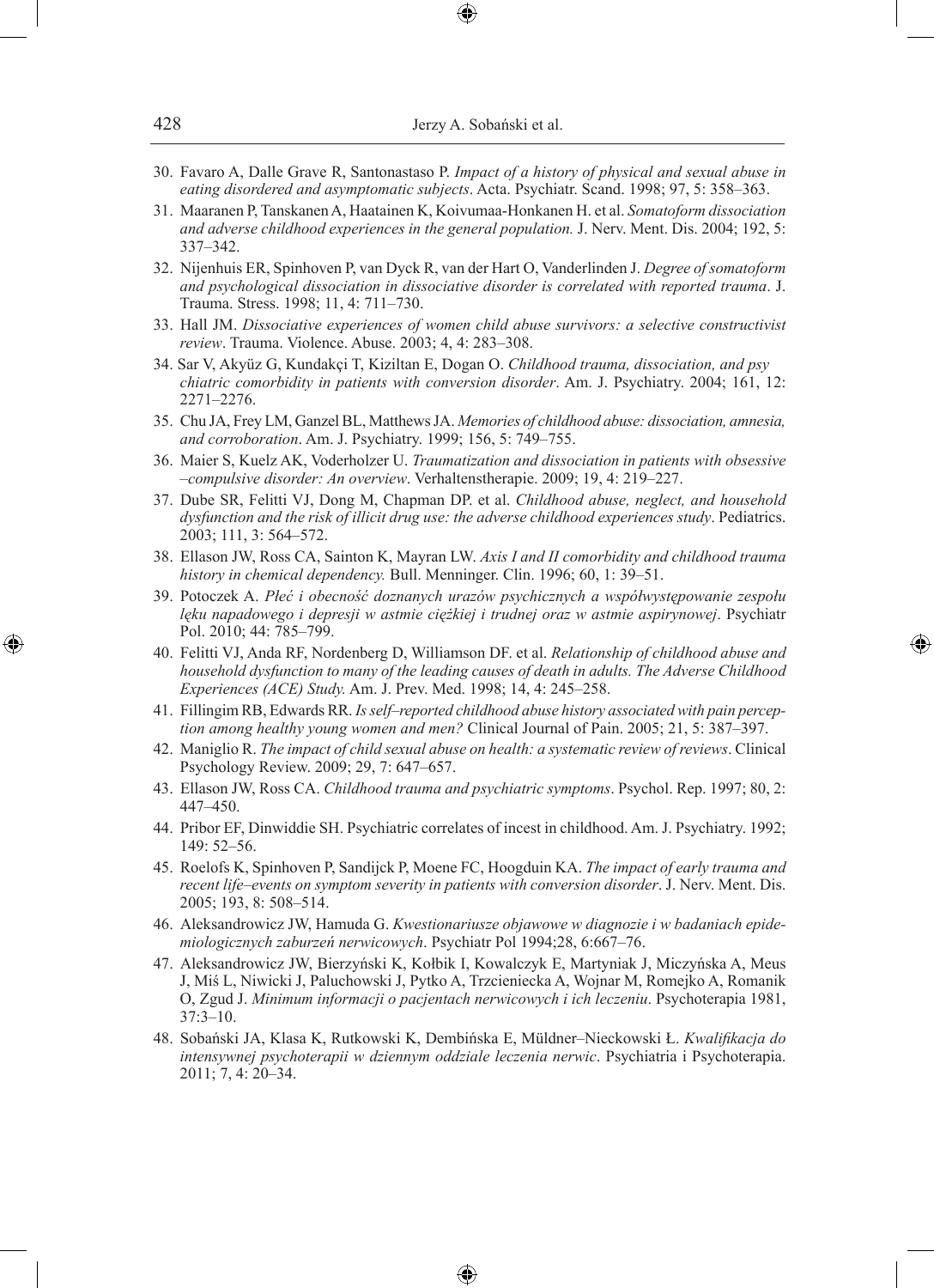30. Favaro A, Dalle Grave R, Santonastaso P. *Impact of a history of physical and sexual abuse in eating disordered and asymptomatic subjects*. Acta. Psychiatr. Scand. 1998; 97, 5: 358–363.
31. Maaranen P, Tanskanen A, Haatainen K, Koivumaa-Honkanen H. et al. *Somatoform dissociation and adverse childhood experiences in the general population.* J. Nerv. Ment. Dis. 2004; 192, 5: 337–342.
32. Nijenhuis ER, Spinhoven P, van Dyck R, van der Hart O, Vanderlinden J. *Degree of somatoform and psychological dissociation in dissociative disorder is correlated with reported trauma*. J. Trauma. Stress. 1998; 11, 4: 711–730.
33. Hall JM. *Dissociative experiences of women child abuse survivors: a selective constructivist review*. Trauma. Violence. Abuse. 2003; 4, 4: 283–308.
34. Sar V, Akyüz G, Kundakçi T, Kiziltan E, Dogan O. *Childhood trauma, dissociation, and psy chiatric comorbidity in patients with conversion disorder*. Am. J. Psychiatry. 2004; 161, 12: 2271–2276.
35. Chu JA, Frey LM, Ganzel BL, Matthews JA. *Memories of childhood abuse: dissociation, amnesia, and corroboration*. Am. J. Psychiatry. 1999; 156, 5: 749–755.
36. Maier S, Kuelz AK, Voderholzer U. *Traumatization and dissociation in patients with obsessive –compulsive disorder: An overview*. Verhaltenstherapie. 2009; 19, 4: 219–227.
37. Dube SR, Felitti VJ, Dong M, Chapman DP. et al. *Childhood abuse, neglect, and household dysfunction and the risk of illicit drug use: the adverse childhood experiences study*. Pediatrics. 2003; 111, 3: 564–572.
38. Ellason JW, Ross CA, Sainton K, Mayran LW. *Axis I and II comorbidity and childhood trauma history in chemical dependency.* Bull. Menninger. Clin. 1996; 60, 1: 39–51.
39. Potoczek A. *Płeć i obecność doznanych urazów psychicznych a współwystępowanie zespołu lęku napadowego i depresji w astmie ciężkiej i trudnej oraz w astmie aspirynowej*. Psychiatr Pol. 2010; 44: 785–799.
40. Felitti VJ, Anda RF, Nordenberg D, Williamson DF. et al. *Relationship of childhood abuse and household dysfunction to many of the leading causes of death in adults. The Adverse Childhood Experiences (ACE) Study.* Am. J. Prev. Med. 1998; 14, 4: 245–258.
41. Fillingim RB, Edwards RR. *Is self–reported childhood abuse history associated with pain perception among healthy young women and men?* Clinical Journal of Pain. 2005; 21, 5: 387–397.
42. Maniglio R. *The impact of child sexual abuse on health: a systematic review of reviews*. Clinical Psychology Review. 2009; 29, 7: 647–657.
43. Ellason JW, Ross CA. *Childhood trauma and psychiatric symptoms*. Psychol. Rep. 1997; 80, 2: 447–450.
44. Pribor EF, Dinwiddie SH. Psychiatric correlates of incest in childhood. Am. J. Psychiatry. 1992; 149: 52–56.
45. Roelofs K, Spinhoven P, Sandijck P, Moene FC, Hoogduin KA. *The impact of early trauma and recent life–events on symptom severity in patients with conversion disorder*. J. Nerv. Ment. Dis. 2005; 193, 8: 508–514.
46. Aleksandrowicz JW, Hamuda G. *Kwestionariusze objawowe w diagnozie i w badaniach epidemiologicznych zaburzeń nerwicowych*. Psychiatr Pol 1994;28, 6:667–76.
47. Aleksandrowicz JW, Bierzyński K, Kołbik I, Kowalczyk E, Martyniak J, Miczyńska A, Meus J, Miś L, Niwicki J, Paluchowski J, Pytko A, Trzcieniecka A, Wojnar M, Romejko A, Romanik O, Zgud J. *Minimum informacji o pacjentach nerwicowych i ich leczeniu*. Psychoterapia 1981, 37:3–10.
48. Sobański JA, Klasa K, Rutkowski K, Dembińska E, Müldner–Nieckowski Ł. *Kwalifikacja do intensywnej psychoterapii w dziennym oddziale leczenia nerwic*. Psychiatria i Psychoterapia. 2011; 7, 4: 20–34.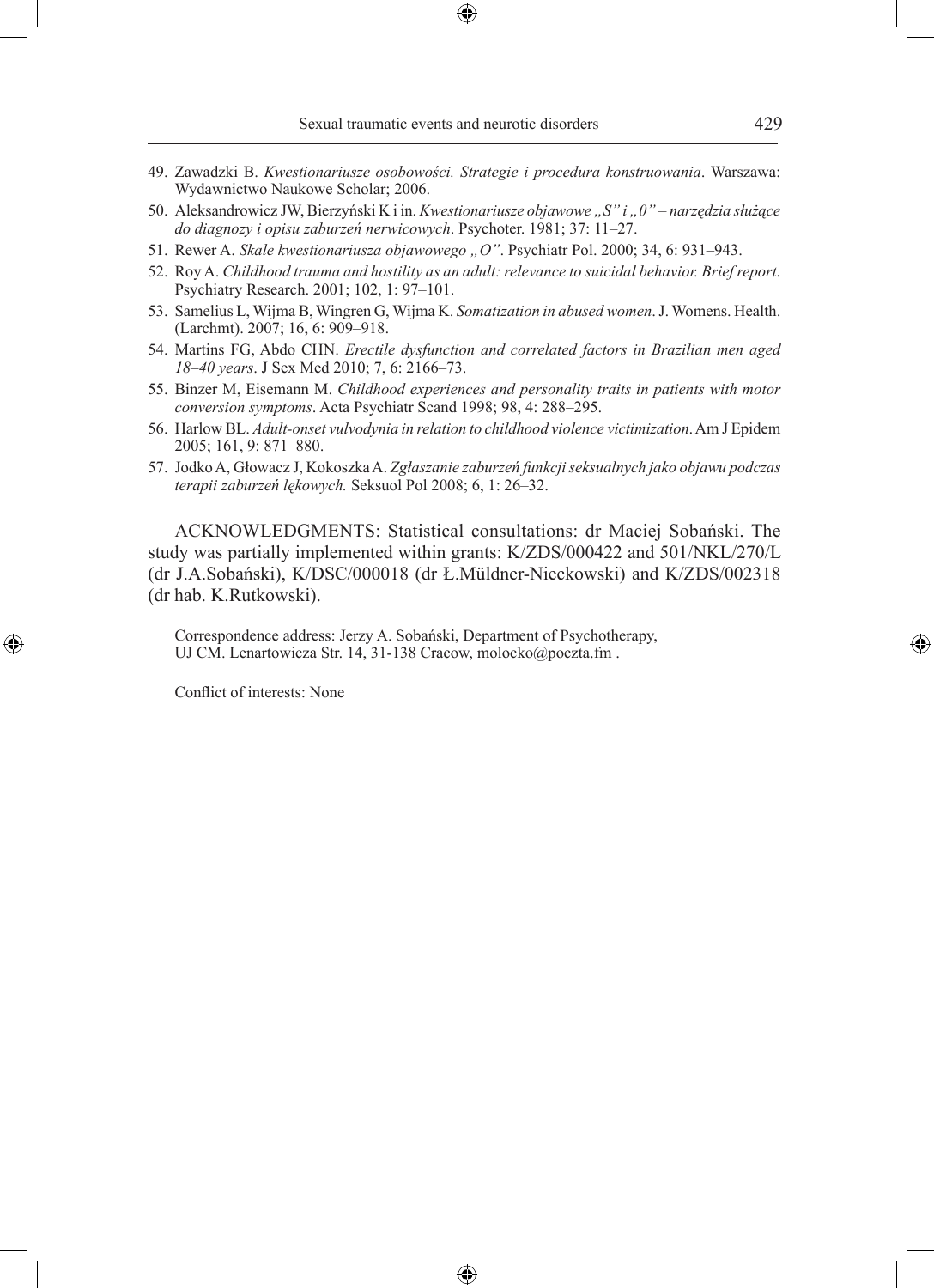49. Zawadzki B. *Kwestionariusze osobowości. Strategie i procedura konstruowania*. Warszawa: Wydawnictwo Naukowe Scholar; 2006.
50. Aleksandrowicz JW, Bierzyński K i in. *Kwestionariusze objawowe „S" i „0" – narzędzia służące do diagnozy i opisu zaburzeń nerwicowych*. Psychoter. 1981; 37: 11–27.
51. Rewer A. *Skale kwestionariusza objawowego „O"*. Psychiatr Pol. 2000; 34, 6: 931–943.
52. Roy A. *Childhood trauma and hostility as an adult: relevance to suicidal behavior. Brief report*. Psychiatry Research. 2001; 102, 1: 97–101.
53. Samelius L, Wijma B, Wingren G, Wijma K. *Somatization in abused women*. J. Womens. Health. (Larchmt). 2007; 16, 6: 909–918.
54. Martins FG, Abdo CHN. *Erectile dysfunction and correlated factors in Brazilian men aged 18–40 years*. J Sex Med 2010; 7, 6: 2166–73.
55. Binzer M, Eisemann M. *Childhood experiences and personality traits in patients with motor conversion symptoms*. Acta Psychiatr Scand 1998; 98, 4: 288–295.
56. Harlow BL. *Adult-onset vulvodynia in relation to childhood violence victimization*. Am J Epidem 2005; 161, 9: 871–880.
57. Jodko A, Głowacz J, Kokoszka A. *Zgłaszanie zaburzeń funkcji seksualnych jako objawu podczas terapii zaburzeń lękowych.* Seksuol Pol 2008; 6, 1: 26–32.

ACKNOWLEDGMENTS: Statistical consultations: dr Maciej Sobański. The study was partially implemented within grants: K/ZDS/000422 and 501/NKL/270/L (dr J.A.Sobański), K/DSC/000018 (dr Ł.Müldner-Nieckowski) and K/ZDS/002318 (dr hab. K.Rutkowski).

Correspondence address: Jerzy A. Sobański, Department of Psychotherapy, UJ CM. Lenartowicza Str. 14, 31-138 Cracow, molocko@poczta.fm .

Conflict of interests: None